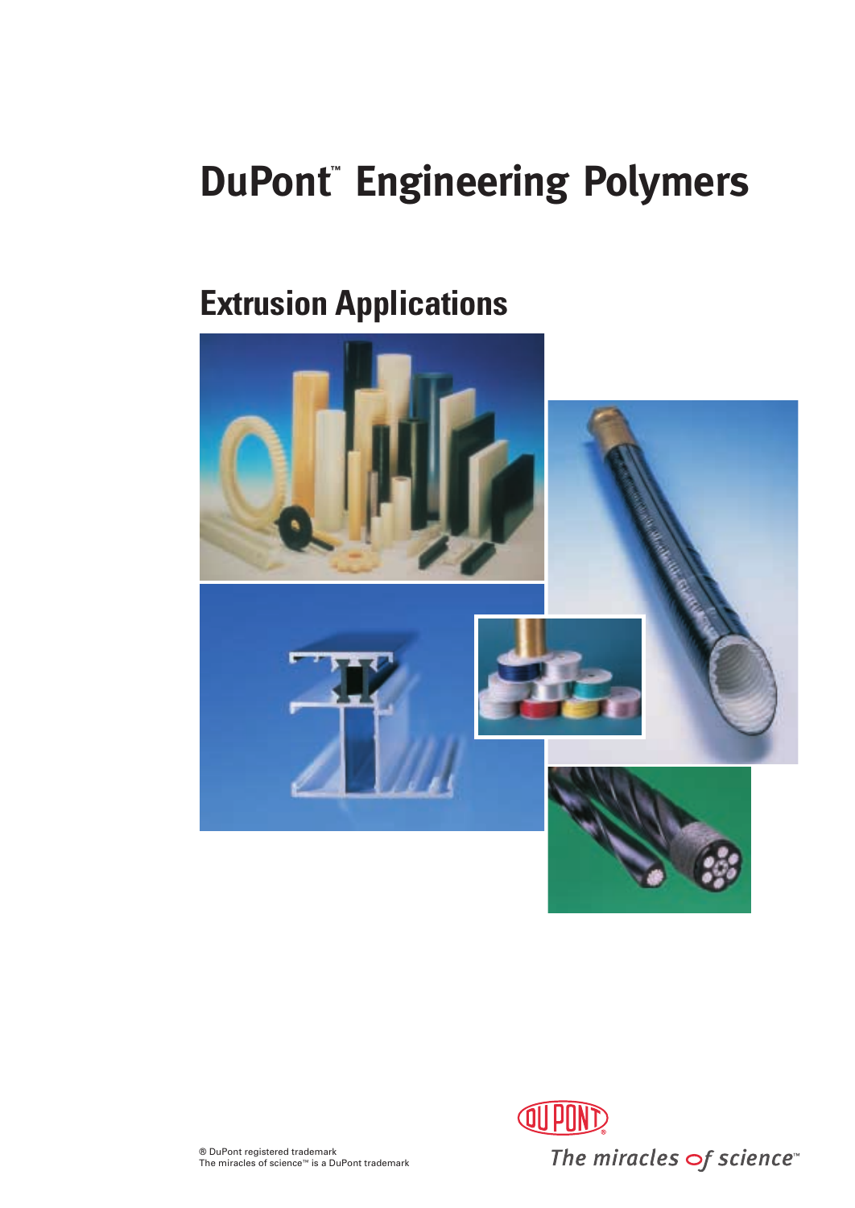# DuPont™ Engineering Polymers

## Extrusion Applications

® DuPont registered trademark
The miracles of science™ is a DuPont trademark

The miracles of science™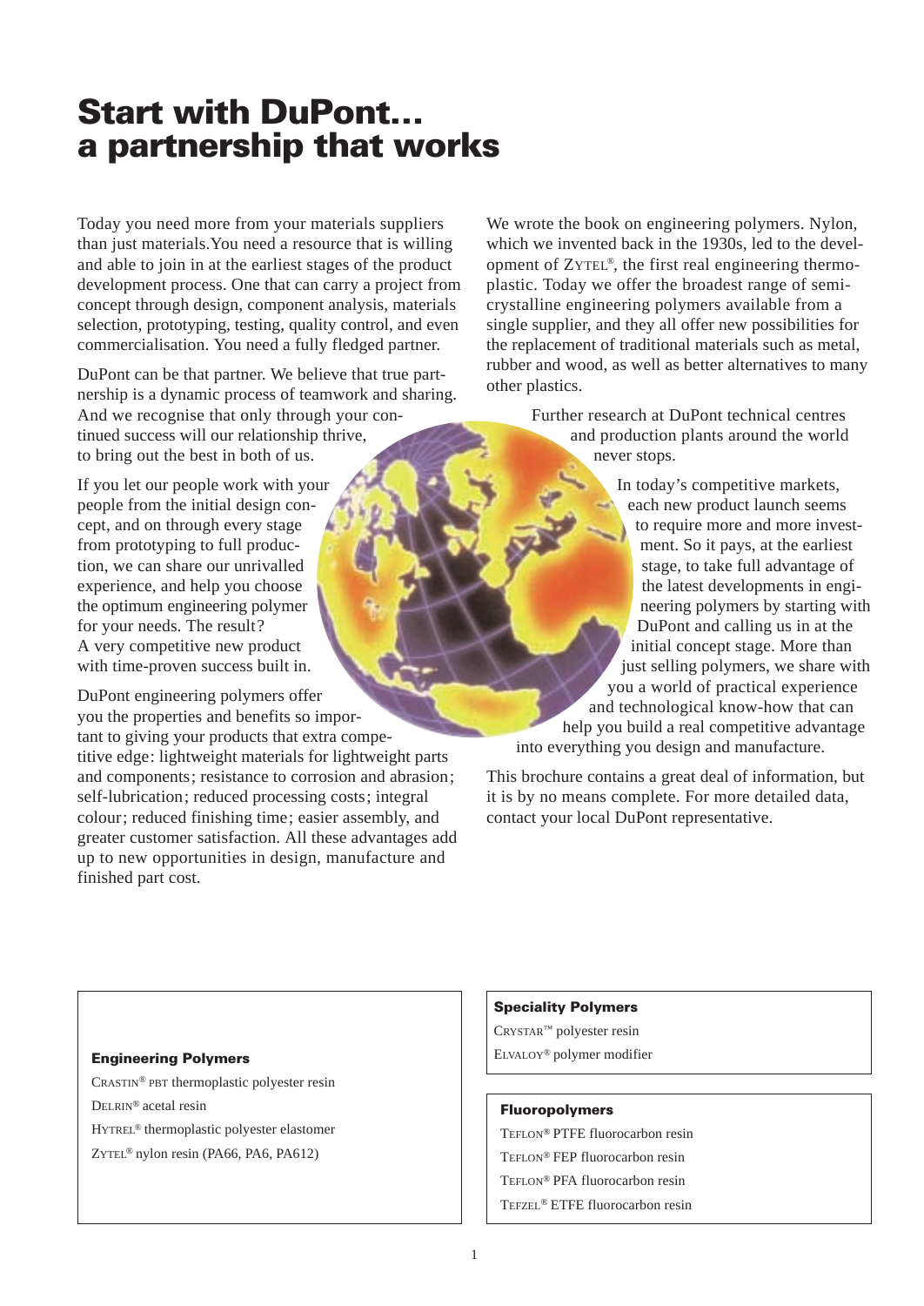# Start with DuPont… a partnership that works

Today you need more from your materials suppliers than just materials. You need a resource that is willing and able to join in at the earliest stages of the product development process. One that can carry a project from concept through design, component analysis, materials selection, prototyping, testing, quality control, and even commercialisation. You need a fully fledged partner.

DuPont can be that partner. We believe that true partnership is a dynamic process of teamwork and sharing. And we recognise that only through your continued success will our relationship thrive, to bring out the best in both of us.

If you let our people work with your people from the initial design concept, and on through every stage from prototyping to full production, we can share our unrivalled experience, and help you choose the optimum engineering polymer for your needs. The result? A very competitive new product with time-proven success built in.

DuPont engineering polymers offer you the properties and benefits so important to giving your products that extra competitive edge: lightweight materials for lightweight parts and components; resistance to corrosion and abrasion; self-lubrication; reduced processing costs; integral colour; reduced finishing time; easier assembly, and greater customer satisfaction. All these advantages add up to new opportunities in design, manufacture and finished part cost.

We wrote the book on engineering polymers. Nylon, which we invented back in the 1930s, led to the development of ZYTEL®, the first real engineering thermoplastic. Today we offer the broadest range of semi-crystalline engineering polymers available from a single supplier, and they all offer new possibilities for the replacement of traditional materials such as metal, rubber and wood, as well as better alternatives to many other plastics.

Further research at DuPont technical centres and production plants around the world never stops.

In today's competitive markets, each new product launch seems to require more and more investment. So it pays, at the earliest stage, to take full advantage of the latest developments in engineering polymers by starting with DuPont and calling us in at the initial concept stage. More than just selling polymers, we share with you a world of practical experience and technological know-how that can help you build a real competitive advantage into everything you design and manufacture.

This brochure contains a great deal of information, but it is by no means complete. For more detailed data, contact your local DuPont representative.

**Engineering Polymers**

CRASTIN® PBT thermoplastic polyester resin
DELRIN® acetal resin
HYTREL® thermoplastic polyester elastomer
ZYTEL® nylon resin (PA66, PA6, PA612)

**Speciality Polymers**

CRYSTAR™ polyester resin
ELVALOY® polymer modifier

**Fluoropolymers**

TEFLON® PTFE fluorocarbon resin
TEFLON® FEP fluorocarbon resin
TEFLON® PFA fluorocarbon resin
TEFZEL® ETFE fluorocarbon resin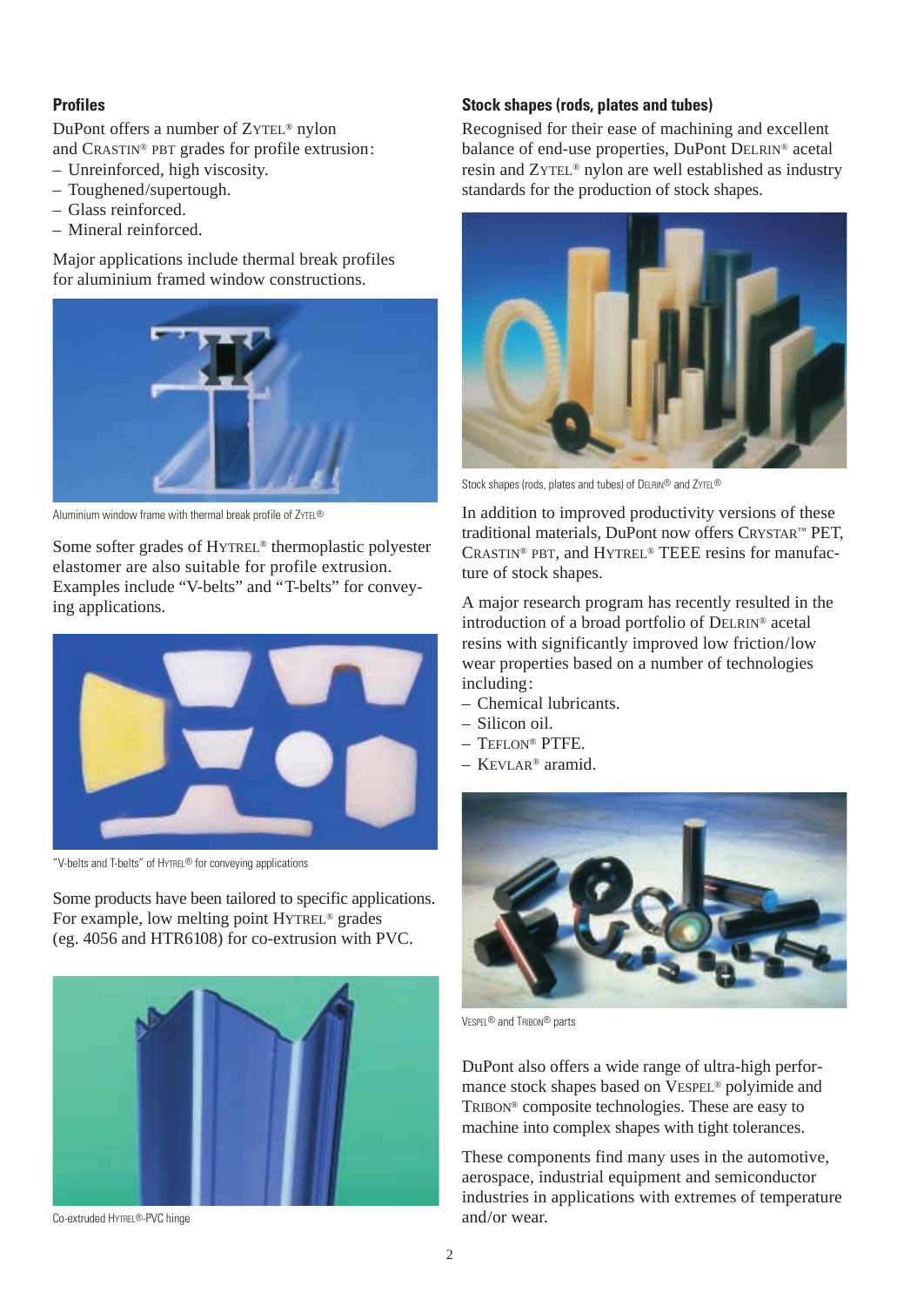## Profiles

DuPont offers a number of ZYTEL® nylon and CRASTIN® PBT grades for profile extrusion:

- Unreinforced, high viscosity.
- Toughened/supertough.
- Glass reinforced.
- Mineral reinforced.

Major applications include thermal break profiles for aluminium framed window constructions.

Aluminium window frame with thermal break profile of ZYTEL®

Some softer grades of HYTREL® thermoplastic polyester elastomer are also suitable for profile extrusion. Examples include "V-belts" and "T-belts" for conveying applications.

"V-belts and T-belts" of HYTREL® for conveying applications

Some products have been tailored to specific applications. For example, low melting point HYTREL® grades (eg. 4056 and HTR6108) for co-extrusion with PVC.

Co-extruded HYTREL®-PVC hinge

## Stock shapes (rods, plates and tubes)

Recognised for their ease of machining and excellent balance of end-use properties, DuPont DELRIN® acetal resin and ZYTEL® nylon are well established as industry standards for the production of stock shapes.

Stock shapes (rods, plates and tubes) of DELRIN® and ZYTEL®

In addition to improved productivity versions of these traditional materials, DuPont now offers CRYSTAR™ PET, CRASTIN® PBT, and HYTREL® TEEE resins for manufacture of stock shapes.

A major research program has recently resulted in the introduction of a broad portfolio of DELRIN® acetal resins with significantly improved low friction/low wear properties based on a number of technologies including:

- Chemical lubricants.
- Silicon oil.
- TEFLON® PTFE.
- KEVLAR® aramid.

VESPEL® and TRIBON® parts

DuPont also offers a wide range of ultra-high performance stock shapes based on VESPEL® polyimide and TRIBON® composite technologies. These are easy to machine into complex shapes with tight tolerances.

These components find many uses in the automotive, aerospace, industrial equipment and semiconductor industries in applications with extremes of temperature and/or wear.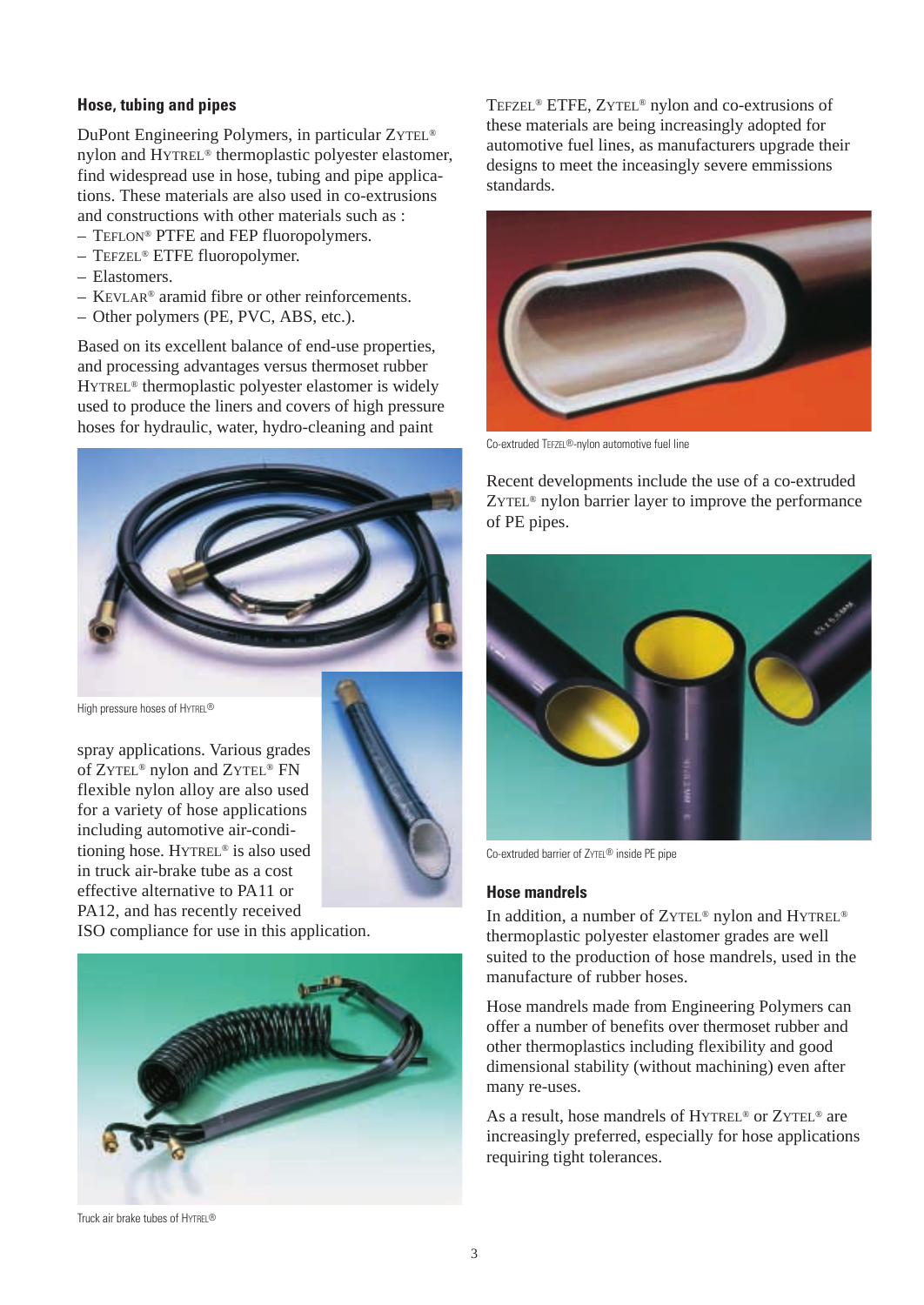## Hose, tubing and pipes

DuPont Engineering Polymers, in particular ZYTEL® nylon and HYTREL® thermoplastic polyester elastomer, find widespread use in hose, tubing and pipe applications. These materials are also used in co-extrusions and constructions with other materials such as :

- TEFLON® PTFE and FEP fluoropolymers.
- TEFZEL® ETFE fluoropolymer.
- Elastomers.
- KEVLAR® aramid fibre or other reinforcements.
- Other polymers (PE, PVC, ABS, etc.).

Based on its excellent balance of end-use properties, and processing advantages versus thermoset rubber HYTREL® thermoplastic polyester elastomer is widely used to produce the liners and covers of high pressure hoses for hydraulic, water, hydro-cleaning and paint spray applications. Various grades of ZYTEL® nylon and ZYTEL® FN flexible nylon alloy are also used for a variety of hose applications including automotive air-conditioning hose. HYTREL® is also used in truck air-brake tube as a cost effective alternative to PA11 or PA12, and has recently received ISO compliance for use in this application.

High pressure hoses of HYTREL®

Truck air brake tubes of HYTREL®

TEFZEL® ETFE, ZYTEL® nylon and co-extrusions of these materials are being increasingly adopted for automotive fuel lines, as manufacturers upgrade their designs to meet the inceasingly severe emmissions standards.

Co-extruded TEFZEL®-nylon automotive fuel line

Recent developments include the use of a co-extruded ZYTEL® nylon barrier layer to improve the performance of PE pipes.

Co-extruded barrier of ZYTEL® inside PE pipe

### Hose mandrels

In addition, a number of ZYTEL® nylon and HYTREL® thermoplastic polyester elastomer grades are well suited to the production of hose mandrels, used in the manufacture of rubber hoses.

Hose mandrels made from Engineering Polymers can offer a number of benefits over thermoset rubber and other thermoplastics including flexibility and good dimensional stability (without machining) even after many re-uses.

As a result, hose mandrels of HYTREL® or ZYTEL® are increasingly preferred, especially for hose applications requiring tight tolerances.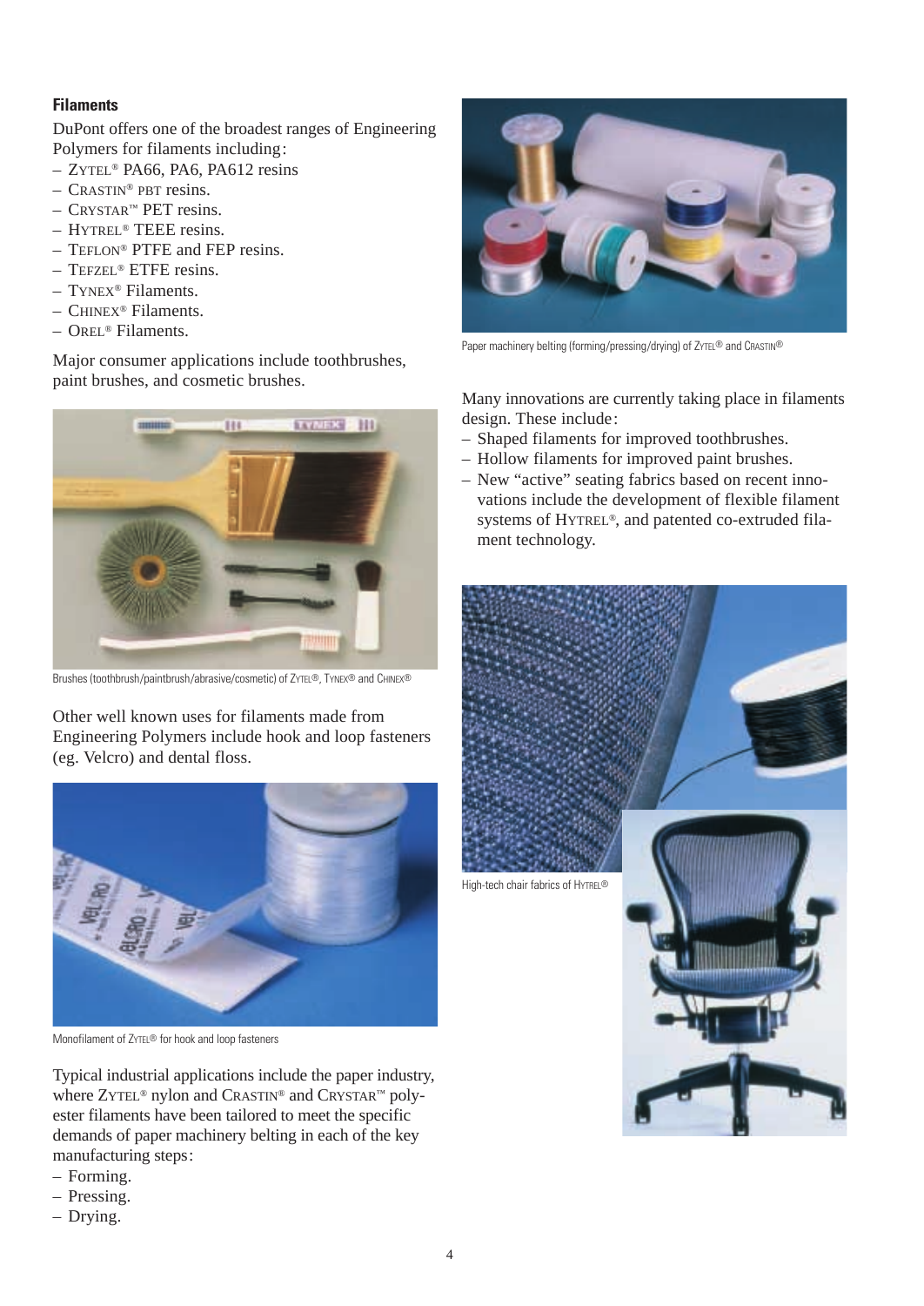### Filaments

DuPont offers one of the broadest ranges of Engineering Polymers for filaments including:

- ZYTEL® PA66, PA6, PA612 resins
- CRASTIN® PBT resins.
- CRYSTAR™ PET resins.
- HYTREL® TEEE resins.
- TEFLON® PTFE and FEP resins.
- TEFZEL® ETFE resins.
- TYNEX® Filaments.
- CHINEX® Filaments.
- OREL® Filaments.

Major consumer applications include toothbrushes, paint brushes, and cosmetic brushes.

Brushes (toothbrush/paintbrush/abrasive/cosmetic) of ZYTEL®, TYNEX® and CHINEX®

Other well known uses for filaments made from Engineering Polymers include hook and loop fasteners (eg. Velcro) and dental floss.

Monofilament of ZYTEL® for hook and loop fasteners

Typical industrial applications include the paper industry, where ZYTEL® nylon and CRASTIN® and CRYSTAR™ polyester filaments have been tailored to meet the specific demands of paper machinery belting in each of the key manufacturing steps:

- Forming.
- Pressing.
- Drying.

Paper machinery belting (forming/pressing/drying) of ZYTEL® and CRASTIN®

Many innovations are currently taking place in filaments design. These include:

- Shaped filaments for improved toothbrushes.
- Hollow filaments for improved paint brushes.
- New "active" seating fabrics based on recent innovations include the development of flexible filament systems of HYTREL®, and patented co-extruded filament technology.

High-tech chair fabrics of HYTREL®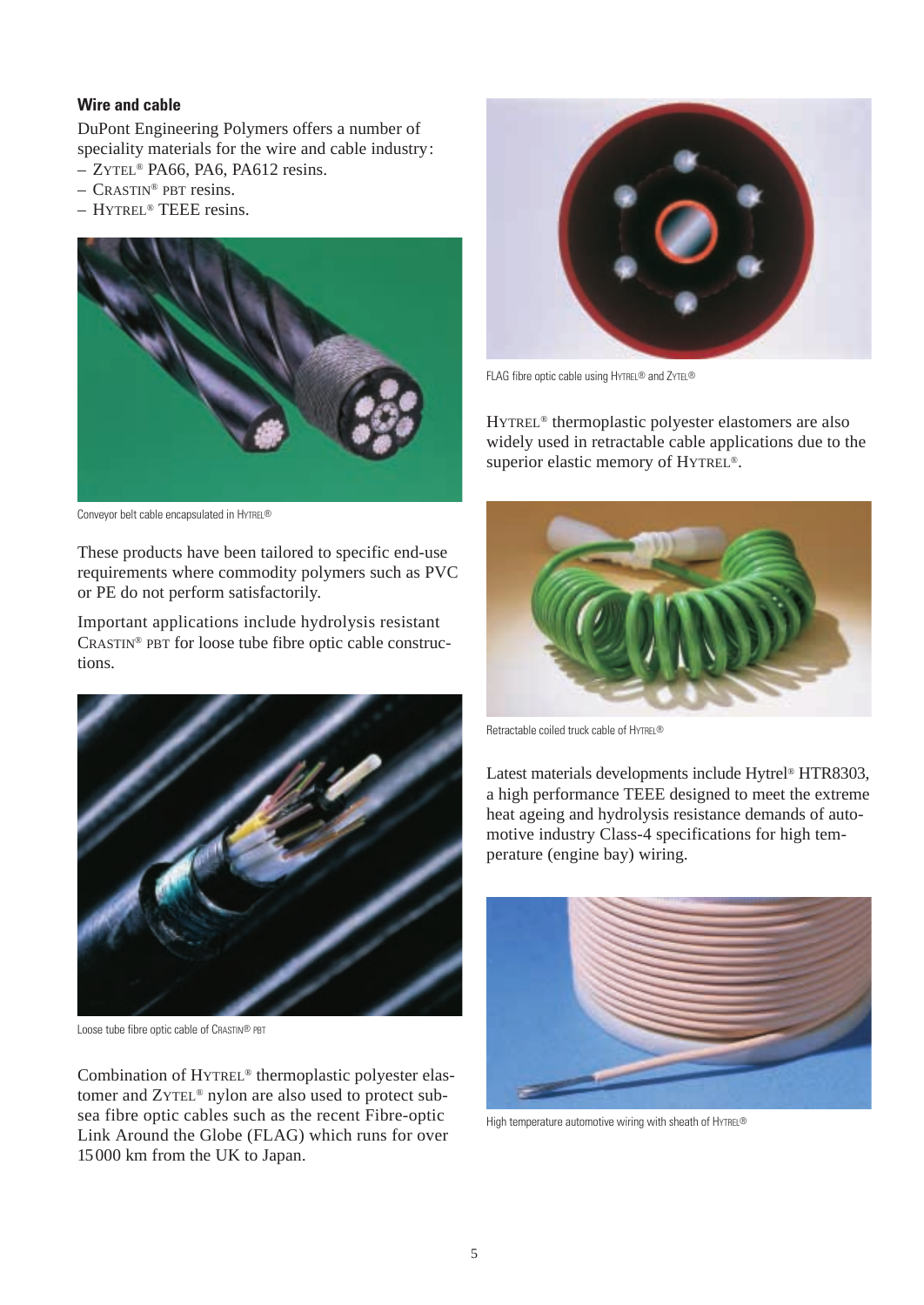### Wire and cable

DuPont Engineering Polymers offers a number of speciality materials for the wire and cable industry:

- ZYTEL® PA66, PA6, PA612 resins.
- CRASTIN® PBT resins.
- HYTREL® TEEE resins.

Conveyor belt cable encapsulated in HYTREL®

These products have been tailored to specific end-use requirements where commodity polymers such as PVC or PE do not perform satisfactorily.

Important applications include hydrolysis resistant CRASTIN® PBT for loose tube fibre optic cable constructions.

Loose tube fibre optic cable of CRASTIN® PBT

Combination of HYTREL® thermoplastic polyester elastomer and ZYTEL® nylon are also used to protect sub-sea fibre optic cables such as the recent Fibre-optic Link Around the Globe (FLAG) which runs for over 15 000 km from the UK to Japan.

FLAG fibre optic cable using HYTREL® and ZYTEL®

HYTREL® thermoplastic polyester elastomers are also widely used in retractable cable applications due to the superior elastic memory of HYTREL®.

Retractable coiled truck cable of HYTREL®

Latest materials developments include Hytrel® HTR8303, a high performance TEEE designed to meet the extreme heat ageing and hydrolysis resistance demands of automotive industry Class-4 specifications for high temperature (engine bay) wiring.

High temperature automotive wiring with sheath of HYTREL®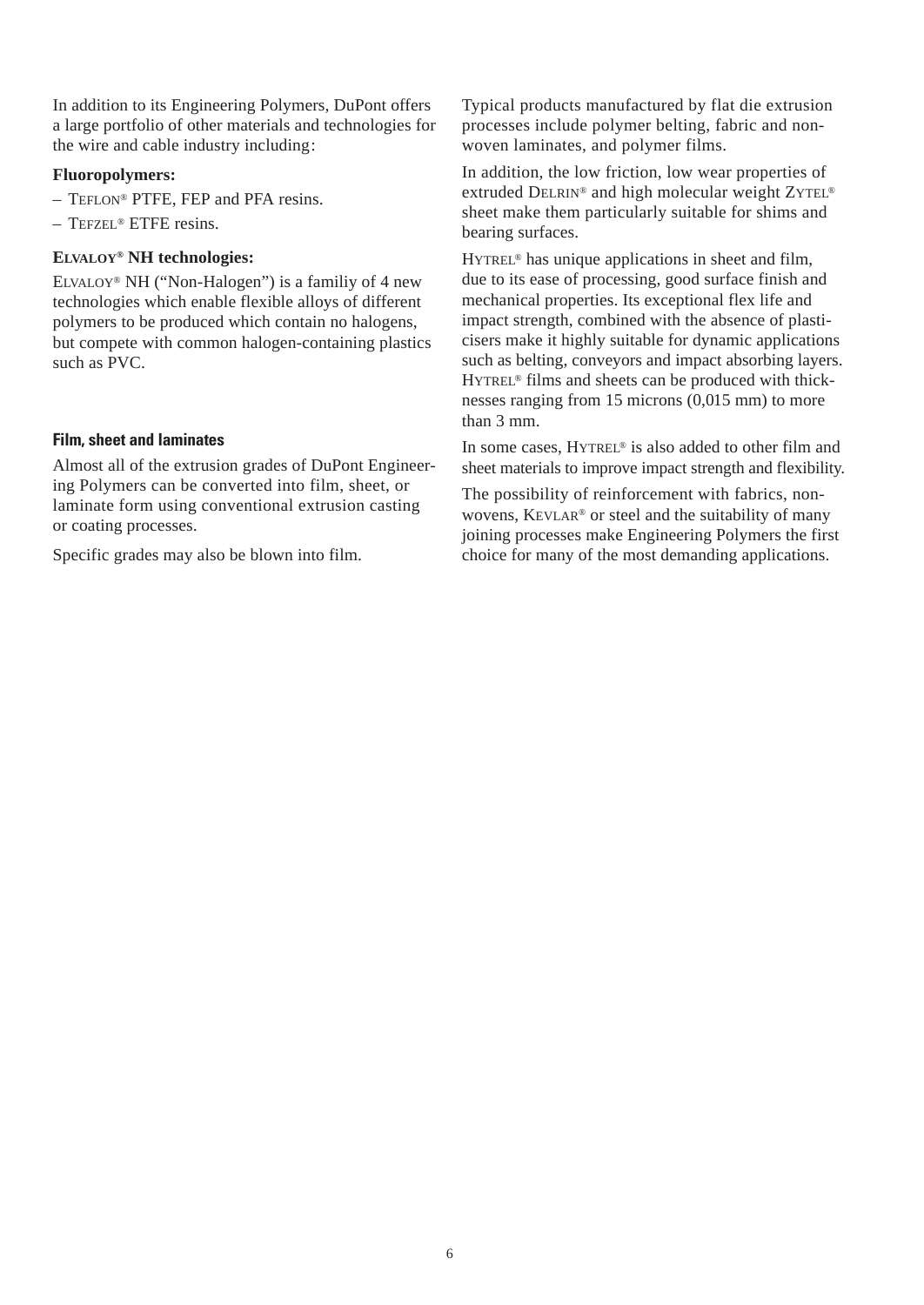In addition to its Engineering Polymers, DuPont offers a large portfolio of other materials and technologies for the wire and cable industry including:

**Fluoropolymers:**

– TEFLON® PTFE, FEP and PFA resins.

– TEFZEL® ETFE resins.

**ELVALOY® NH technologies:**

ELVALOY® NH ("Non-Halogen") is a familiy of 4 new technologies which enable flexible alloys of different polymers to be produced which contain no halogens, but compete with common halogen-containing plastics such as PVC.

## Film, sheet and laminates

Almost all of the extrusion grades of DuPont Engineering Polymers can be converted into film, sheet, or laminate form using conventional extrusion casting or coating processes.

Specific grades may also be blown into film.

Typical products manufactured by flat die extrusion processes include polymer belting, fabric and non-woven laminates, and polymer films.

In addition, the low friction, low wear properties of extruded DELRIN® and high molecular weight ZYTEL® sheet make them particularly suitable for shims and bearing surfaces.

HYTREL® has unique applications in sheet and film, due to its ease of processing, good surface finish and mechanical properties. Its exceptional flex life and impact strength, combined with the absence of plasticisers make it highly suitable for dynamic applications such as belting, conveyors and impact absorbing layers. HYTREL® films and sheets can be produced with thicknesses ranging from 15 microns (0,015 mm) to more than 3 mm.

In some cases, HYTREL® is also added to other film and sheet materials to improve impact strength and flexibility.

The possibility of reinforcement with fabrics, non-wovens, KEVLAR® or steel and the suitability of many joining processes make Engineering Polymers the first choice for many of the most demanding applications.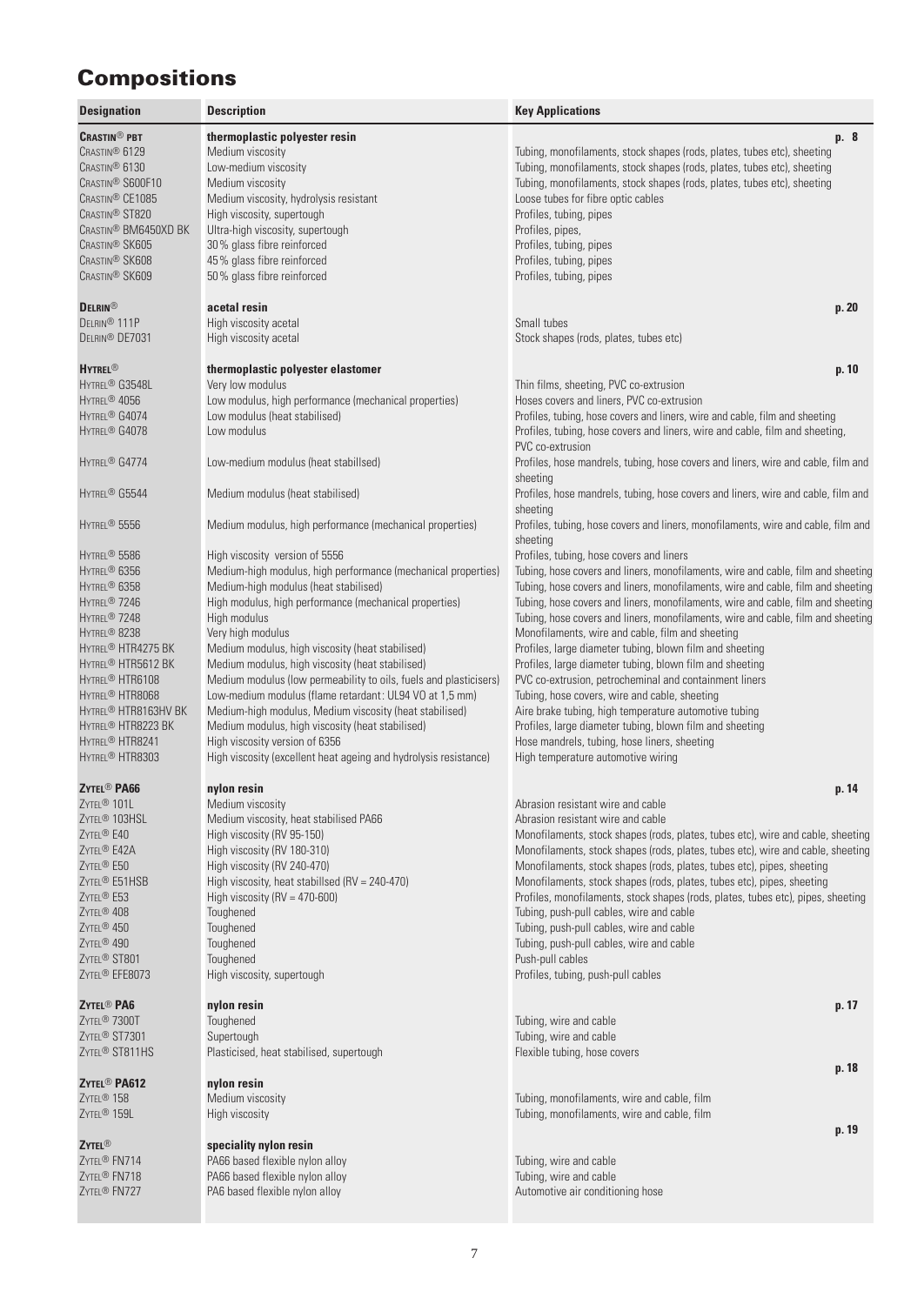# Compositions

| Designation | Description | Key Applications |
|---|---|---|
| **CRASTIN® PBT** | **thermoplastic polyester resin** | **p. 8** |
| CRASTIN® 6129 | Medium viscosity | Tubing, monofilaments, stock shapes (rods, plates, tubes etc), sheeting |
| CRASTIN® 6130 | Low-medium viscosity | Tubing, monofilaments, stock shapes (rods, plates, tubes etc), sheeting |
| CRASTIN® S600F10 | Medium viscosity | Tubing, monofilaments, stock shapes (rods, plates, tubes etc), sheeting |
| CRASTIN® CE1085 | Medium viscosity, hydrolysis resistant | Loose tubes for fibre optic cables |
| CRASTIN® ST820 | High viscosity, supertough | Profiles, tubing, pipes |
| CRASTIN® BM6450XD BK | Ultra-high viscosity, supertough | Profiles, pipes, |
| CRASTIN® SK605 | 30% glass fibre reinforced | Profiles, tubing, pipes |
| CRASTIN® SK608 | 45% glass fibre reinforced | Profiles, tubing, pipes |
| CRASTIN® SK609 | 50% glass fibre reinforced | Profiles, tubing, pipes |
| **DELRIN®** | **acetal resin** | **p. 20** |
| DELRIN® 111P | High viscosity acetal | Small tubes |
| DELRIN® DE7031 | High viscosity acetal | Stock shapes (rods, plates, tubes etc) |
| **HYTREL®** | **thermoplastic polyester elastomer** | **p. 10** |
| HYTREL® G3548L | Very low modulus | Thin films, sheeting, PVC co-extrusion |
| HYTREL® 4056 | Low modulus, high performance (mechanical properties) | Hoses covers and liners, PVC co-extrusion |
| HYTREL® G4074 | Low modulus (heat stabilised) | Profiles, tubing, hose covers and liners, wire and cable, film and sheeting |
| HYTREL® G4078 | Low modulus | Profiles, tubing, hose covers and liners, wire and cable, film and sheeting, PVC co-extrusion |
| HYTREL® G4774 | Low-medium modulus (heat stabillsed) | Profiles, hose mandrels, tubing, hose covers and liners, wire and cable, film and sheeting |
| HYTREL® G5544 | Medium modulus (heat stabilised) | Profiles, hose mandrels, tubing, hose covers and liners, wire and cable, film and sheeting |
| HYTREL® 5556 | Medium modulus, high performance (mechanical properties) | Profiles, tubing, hose covers and liners, monofilaments, wire and cable, film and sheeting |
| HYTREL® 5586 | High viscosity version of 5556 | Profiles, tubing, hose covers and liners |
| HYTREL® 6356 | Medium-high modulus, high performance (mechanical properties) | Tubing, hose covers and liners, monofilaments, wire and cable, film and sheeting |
| HYTREL® 6358 | Medium-high modulus (heat stabilised) | Tubing, hose covers and liners, monofilaments, wire and cable, film and sheeting |
| HYTREL® 7246 | High modulus, high performance (mechanical properties) | Tubing, hose covers and liners, monofilaments, wire and cable, film and sheeting |
| HYTREL® 7248 | High modulus | Tubing, hose covers and liners, monofilaments, wire and cable, film and sheeting |
| HYTREL® 8238 | Very high modulus | Monofilaments, wire and cable, film and sheeting |
| HYTREL® HTR4275 BK | Medium modulus, high viscosity (heat stabilised) | Profiles, large diameter tubing, blown film and sheeting |
| HYTREL® HTR5612 BK | Medium modulus, high viscosity (heat stabilised) | Profiles, large diameter tubing, blown film and sheeting |
| HYTREL® HTR6108 | Medium modulus (low permeability to oils, fuels and plasticisers) | PVC co-extrusion, petrocheminal and containment liners |
| HYTREL® HTR8068 | Low-medium modulus (flame retardant: UL94 VO at 1,5 mm) | Tubing, hose covers, wire and cable, sheeting |
| HYTREL® HTR8163HV BK | Medium-high modulus, Medium viscosity (heat stabilised) | Aire brake tubing, high temperature automotive tubing |
| HYTREL® HTR8223 BK | Medium modulus, high viscosity (heat stabilised) | Profiles, large diameter tubing, blown film and sheeting |
| HYTREL® HTR8241 | High viscosity version of 6356 | Hose mandrels, tubing, hose liners, sheeting |
| HYTREL® HTR8303 | High viscosity (excellent heat ageing and hydrolysis resistance) | High temperature automotive wiring |
| **ZYTEL® PA66** | **nylon resin** | **p. 14** |
| ZYTEL® 101L | Medium viscosity | Abrasion resistant wire and cable |
| ZYTEL® 103HSL | Medium viscosity, heat stabilised PA66 | Abrasion resistant wire and cable |
| ZYTEL® E40 | High viscosity (RV 95-150) | Monofilaments, stock shapes (rods, plates, tubes etc), wire and cable, sheeting |
| ZYTEL® E42A | High viscosity (RV 180-310) | Monofilaments, stock shapes (rods, plates, tubes etc), wire and cable, sheeting |
| ZYTEL® E50 | High viscosity (RV 240-470) | Monofilaments, stock shapes (rods, plates, tubes etc), pipes, sheeting |
| ZYTEL® E51HSB | High viscosity, heat stabillsed (RV = 240-470) | Monofilaments, stock shapes (rods, plates, tubes etc), pipes, sheeting |
| ZYTEL® E53 | High viscosity (RV = 470-600) | Profiles, monofilaments, stock shapes (rods, plates, tubes etc), pipes, sheeting |
| ZYTEL® 408 | Toughened | Tubing, push-pull cables, wire and cable |
| ZYTEL® 450 | Toughened | Tubing, push-pull cables, wire and cable |
| ZYTEL® 490 | Toughened | Tubing, push-pull cables, wire and cable |
| ZYTEL® ST801 | Toughened | Push-pull cables |
| ZYTEL® EFE8073 | High viscosity, supertough | Profiles, tubing, push-pull cables |
| **ZYTEL® PA6** | **nylon resin** | **p. 17** |
| ZYTEL® 7300T | Toughened | Tubing, wire and cable |
| ZYTEL® ST7301 | Supertough | Tubing, wire and cable |
| ZYTEL® ST811HS | Plasticised, heat stabilised, supertough | Flexible tubing, hose covers |
| **ZYTEL® PA612** | **nylon resin** | **p. 18** |
| ZYTEL® 158 | Medium viscosity | Tubing, monofilaments, wire and cable, film |
| ZYTEL® 159L | High viscosity | Tubing, monofilaments, wire and cable, film |
| **ZYTEL®** | **speciality nylon resin** | **p. 19** |
| ZYTEL® FN714 | PA66 based flexible nylon alloy | Tubing, wire and cable |
| ZYTEL® FN718 | PA66 based flexible nylon alloy | Tubing, wire and cable |
| ZYTEL® FN727 | PA6 based flexible nylon alloy | Automotive air conditioning hose |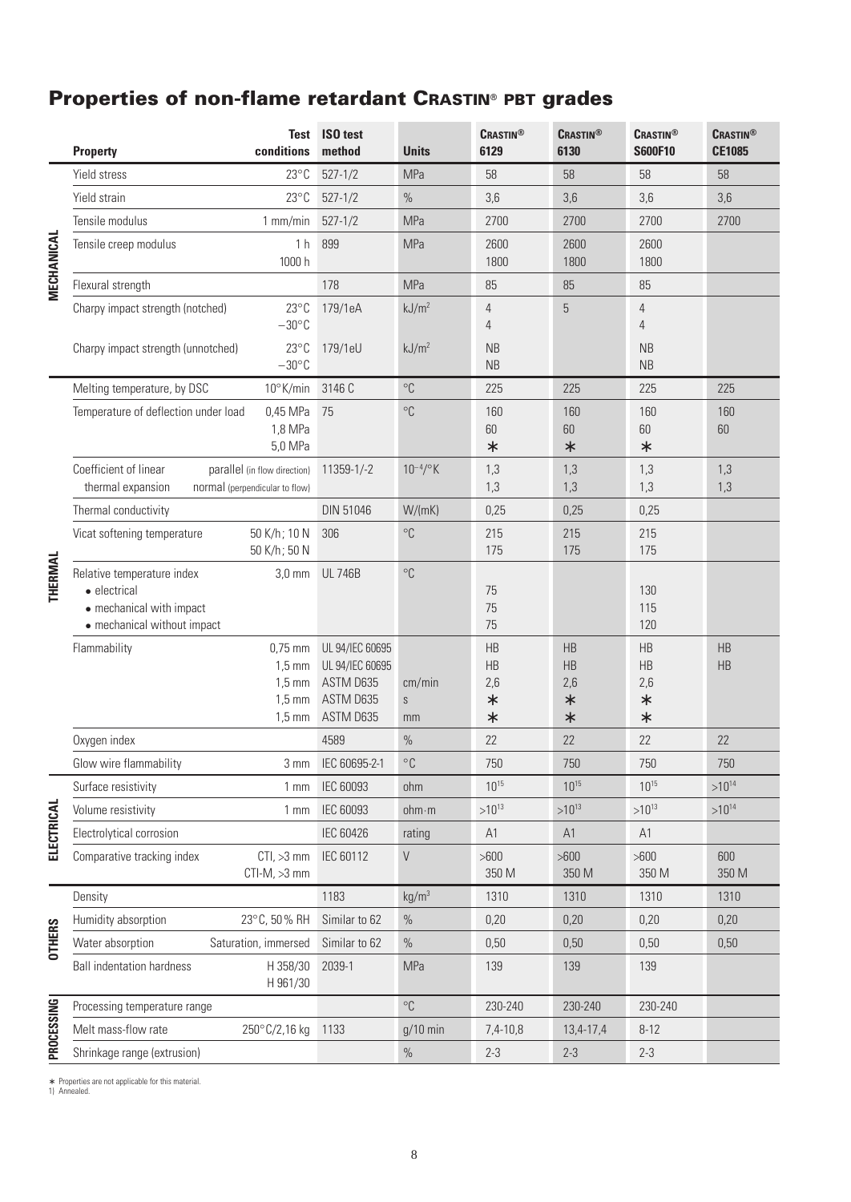# Properties of non-flame retardant Crastin® PBT grades

| | Property | Test conditions | ISO test method | Units | Crastin® 6129 | Crastin® 6130 | Crastin® S600F10 | Crastin® CE1085 |
|---|---|---|---|---|---|---|---|---|
| MECHANICAL | Yield stress | 23°C | 527-1/2 | MPa | 58 | 58 | 58 | 58 |
| | Yield strain | 23°C | 527-1/2 | % | 3,6 | 3,6 | 3,6 | 3,6 |
| | Tensile modulus | 1 mm/min | 527-1/2 | MPa | 2700 | 2700 | 2700 | 2700 |
| | Tensile creep modulus | 1 h<br>1000 h | 899 | MPa | 2600<br>1800 | 2600<br>1800 | 2600<br>1800 | |
| | Flexural strength | | 178 | MPa | 85 | 85 | 85 | |
| | Charpy impact strength (notched) | 23°C<br>−30°C | 179/1eA | kJ/m² | 4<br>4 | 5 | 4<br>4 | |
| | Charpy impact strength (unnotched) | 23°C<br>−30°C | 179/1eU | kJ/m² | NB<br>NB | | NB<br>NB | |
| THERMAL | Melting temperature, by DSC | 10°K/min | 3146 C | °C | 225 | 225 | 225 | 225 |
| | Temperature of deflection under load | 0,45 MPa<br>1,8 MPa<br>5,0 MPa | 75 | °C | 160<br>60<br>* | 160<br>60<br>* | 160<br>60<br>* | 160<br>60 |
| | Coefficient of linear thermal expansion | parallel (in flow direction)<br>normal (perpendicular to flow) | 11359-1/-2 | $10^{-4}$/°K | 1,3<br>1,3 | 1,3<br>1,3 | 1,3<br>1,3 | 1,3<br>1,3 |
| | Thermal conductivity | | DIN 51046 | W/(mK) | 0,25 | 0,25 | 0,25 | |
| | Vicat softening temperature | 50 K/h; 10 N<br>50 K/h; 50 N | 306 | °C | 215<br>175 | 215<br>175 | 215<br>175 | |
| | Relative temperature index<br>• electrical<br>• mechanical with impact<br>• mechanical without impact | 3,0 mm | UL 746B | °C | <br>75<br>75<br>75 | | <br>130<br>115<br>120 | |
| | Flammability | 0,75 mm<br>1,5 mm<br>1,5 mm<br>1,5 mm<br>1,5 mm | UL 94/IEC 60695<br>UL 94/IEC 60695<br>ASTM D635<br>ASTM D635<br>ASTM D635 | <br><br>cm/min<br>s<br>mm | HB<br>HB<br>2,6<br>*<br>* | HB<br>HB<br>2,6<br>*<br>* | HB<br>HB<br>2,6<br>*<br>* | HB<br>HB |
| | Oxygen index | | 4589 | % | 22 | 22 | 22 | 22 |
| | Glow wire flammability | 3 mm | IEC 60695-2-1 | °C | 750 | 750 | 750 | 750 |
| ELECTRICAL | Surface resistivity | 1 mm | IEC 60093 | ohm | $10^{15}$ | $10^{15}$ | $10^{15}$ | $>10^{14}$ |
| | Volume resistivity | 1 mm | IEC 60093 | ohm·m | $>10^{13}$ | $>10^{13}$ | $>10^{13}$ | $>10^{14}$ |
| | Electrolytical corrosion | | IEC 60426 | rating | A1 | A1 | A1 | |
| | Comparative tracking index | CTI, >3 mm<br>CTI-M, >3 mm | IEC 60112 | V | >600<br>350 M | >600<br>350 M | >600<br>350 M | 600<br>350 M |
| OTHERS | Density | | 1183 | kg/m³ | 1310 | 1310 | 1310 | 1310 |
| | Humidity absorption | 23°C, 50% RH | Similar to 62 | % | 0,20 | 0,20 | 0,20 | 0,20 |
| | Water absorption | Saturation, immersed | Similar to 62 | % | 0,50 | 0,50 | 0,50 | 0,50 |
| | Ball indentation hardness | H 358/30<br>H 961/30 | 2039-1 | MPa | 139 | 139 | 139 | |
| PROCESSING | Processing temperature range | | | °C | 230-240 | 230-240 | 230-240 | |
| | Melt mass-flow rate | 250°C/2,16 kg | 1133 | g/10 min | 7,4-10,8 | 13,4-17,4 | 8-12 | |
| | Shrinkage range (extrusion) | | | % | 2-3 | 2-3 | 2-3 | |

\* Properties are not applicable for this material.
1) Annealed.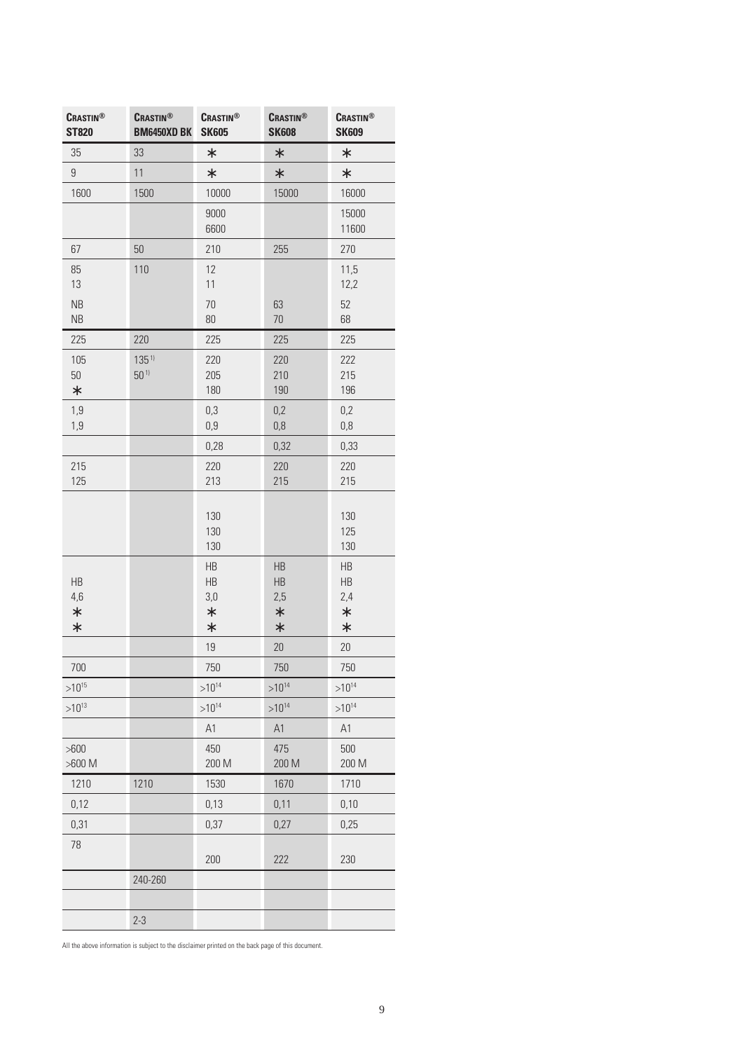| CRASTIN® ST820 | CRASTIN® BM6450XD BK | CRASTIN® SK605 | CRASTIN® SK608 | CRASTIN® SK609 |
|---|---|---|---|---|
| 35 | 33 | * | * | * |
| 9 | 11 | * | * | * |
| 1600 | 1500 | 10000 | 15000 | 16000 |
| | | 9000<br>6600 | | 15000<br>11600 |
| 67 | 50 | 210 | 255 | 270 |
| 85<br>13 | 110 | 12<br>11 | | 11,5<br>12,2 |
| NB<br>NB | | 70<br>80 | 63<br>70 | 52<br>68 |
| 225 | 220 | 225 | 225 | 225 |
| 105<br>50<br>* | 135 [1)]<br>50 [1)] | 220<br>205<br>180 | 220<br>210<br>190 | 222<br>215<br>196 |
| 1,9<br>1,9 | | 0,3<br>0,9 | 0,2<br>0,8 | 0,2<br>0,8 |
| | | 0,28 | 0,32 | 0,33 |
| 215<br>125 | | 220<br>213 | 220<br>215 | 220<br>215 |
| | | 130<br>130<br>130 | | 130<br>125<br>130 |
| HB<br>4,6<br>*<br>* | | HB<br>HB<br>3,0<br>*<br>* | HB<br>HB<br>2,5<br>*<br>* | HB<br>HB<br>2,4<br>*<br>* |
| | | 19 | 20 | 20 |
| 700 | | 750 | 750 | 750 |
| $>10^{15}$ | | $>10^{14}$ | $>10^{14}$ | $>10^{14}$ |
| $>10^{13}$ | | $>10^{14}$ | $>10^{14}$ | $>10^{14}$ |
| | | A1 | A1 | A1 |
| >600<br>>600 M | | 450<br>200 M | 475<br>200 M | 500<br>200 M |
| 1210 | 1210 | 1530 | 1670 | 1710 |
| 0,12 | | 0,13 | 0,11 | 0,10 |
| 0,31 | | 0,37 | 0,27 | 0,25 |
| 78 | | 200 | 222 | 230 |
| | 240-260 | | | |
| | | | | |
| | 2-3 | | | |

All the above information is subject to the disclaimer printed on the back page of this document.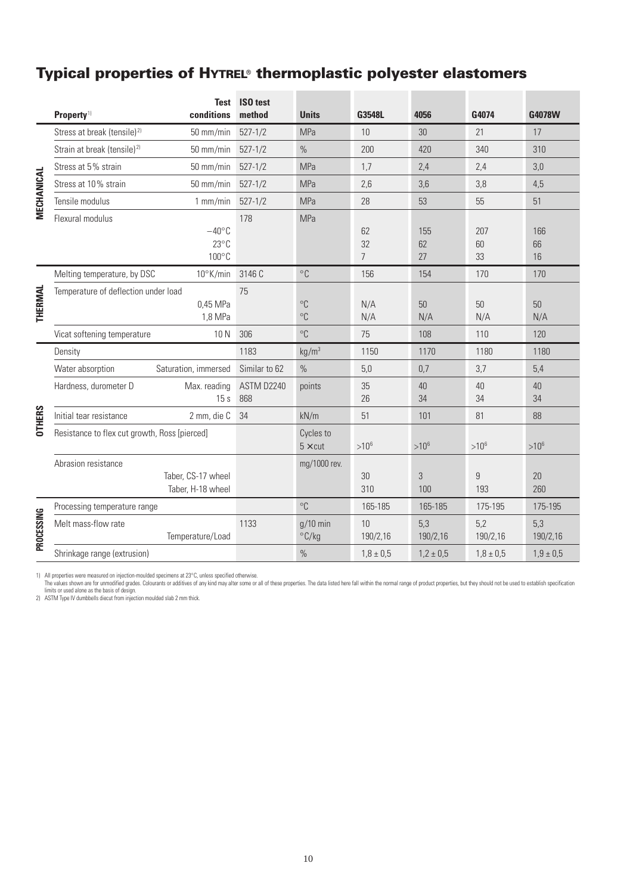# Typical properties of HYTREL® thermoplastic polyester elastomers

| | Property[1] | Test conditions | ISO test method | Units | G3548L | 4056 | G4074 | G4078W |
|---|---|---|---|---|---|---|---|---|
| MECHANICAL | Stress at break (tensile)[2] | 50 mm/min | 527-1/2 | MPa | 10 | 30 | 21 | 17 |
| | Strain at break (tensile)[2] | 50 mm/min | 527-1/2 | % | 200 | 420 | 340 | 310 |
| | Stress at 5% strain | 50 mm/min | 527-1/2 | MPa | 1,7 | 2,4 | 2,4 | 3,0 |
| | Stress at 10% strain | 50 mm/min | 527-1/2 | MPa | 2,6 | 3,6 | 3,8 | 4,5 |
| | Tensile modulus | 1 mm/min | 527-1/2 | MPa | 28 | 53 | 55 | 51 |
| | Flexural modulus | | 178 | MPa | | | | |
| | | −40°C | | | 62 | 155 | 207 | 166 |
| | | 23°C | | | 32 | 62 | 60 | 66 |
| | | 100°C | | | 7 | 27 | 33 | 16 |
| THERMAL | Melting temperature, by DSC | 10°K/min | 3146 C | °C | 156 | 154 | 170 | 170 |
| | Temperature of deflection under load | | 75 | | | | | |
| | | 0,45 MPa | | °C | N/A | 50 | 50 | 50 |
| | | 1,8 MPa | | °C | N/A | N/A | N/A | N/A |
| | Vicat softening temperature | 10 N | 306 | °C | 75 | 108 | 110 | 120 |
| OTHERS | Density | | 1183 | kg/m³ | 1150 | 1170 | 1180 | 1180 |
| | Water absorption | Saturation, immersed | Similar to 62 | % | 5,0 | 0,7 | 3,7 | 5,4 |
| | Hardness, durometer D | Max. reading | ASTM D2240 | points | 35 | 40 | 40 | 40 |
| | | 15 s | 868 | | 26 | 34 | 34 | 34 |
| | Initial tear resistance | 2 mm, die C | 34 | kN/m | 51 | 101 | 81 | 88 |
| | Resistance to flex cut growth, Ross [pierced] | | | Cycles to 5 × cut | >$10^6$ | >$10^6$ | >$10^6$ | >$10^6$ |
| | Abrasion resistance | | | mg/1000 rev. | | | | |
| | | Taber, CS-17 wheel | | | 30 | 3 | 9 | 20 |
| | | Taber, H-18 wheel | | | 310 | 100 | 193 | 260 |
| PROCESSING | Processing temperature range | | | °C | 165-185 | 165-185 | 175-195 | 175-195 |
| | Melt mass-flow rate | | 1133 | g/10 min | 10 | 5,3 | 5,2 | 5,3 |
| | | Temperature/Load | | °C/kg | 190/2,16 | 190/2,16 | 190/2,16 | 190/2,16 |
| | Shrinkage range (extrusion) | | | % | 1,8 ± 0,5 | 1,2 ± 0,5 | 1,8 ± 0,5 | 1,9 ± 0,5 |

1) All properties were measured on injection-moulded specimens at 23°C, unless specified otherwise.
The values shown are for unmodified grades. Colourants or additives of any kind may alter some or all of these properties. The data listed here fall within the normal range of product properties, but they should not be used to establish specification limits or used alone as the basis of design.
2) ASTM Type IV dumbbells diecut from injection moulded slab 2 mm thick.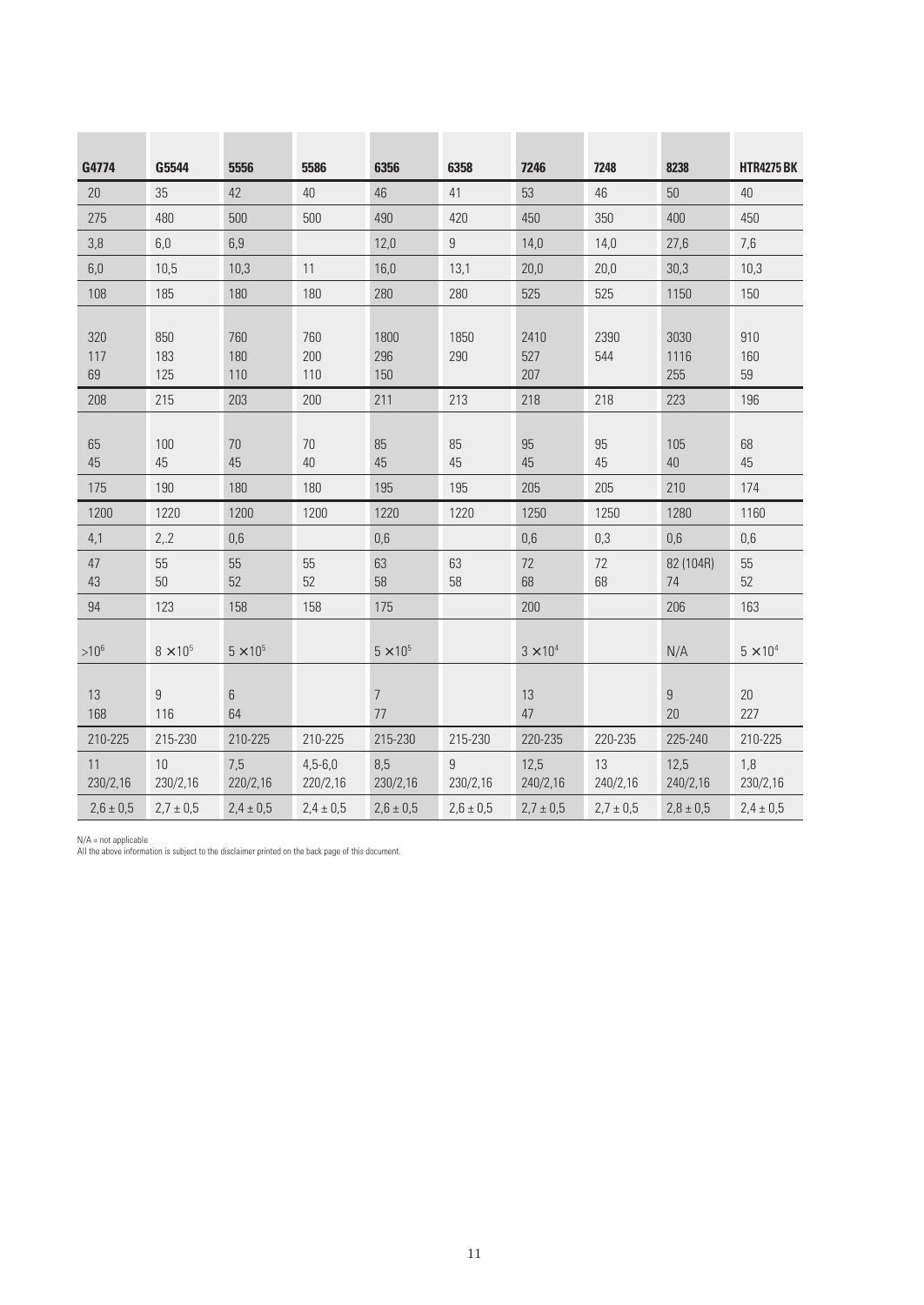| G4774 | G5544 | 5556 | 5586 | 6356 | 6358 | 7246 | 7248 | 8238 | HTR4275 BK |
|---|---|---|---|---|---|---|---|---|---|
| 20 | 35 | 42 | 40 | 46 | 41 | 53 | 46 | 50 | 40 |
| 275 | 480 | 500 | 500 | 490 | 420 | 450 | 350 | 400 | 450 |
| 3,8 | 6,0 | 6,9 | | 12,0 | 9 | 14,0 | 14,0 | 27,6 | 7,6 |
| 6,0 | 10,5 | 10,3 | 11 | 16,0 | 13,1 | 20,0 | 20,0 | 30,3 | 10,3 |
| 108 | 185 | 180 | 180 | 280 | 280 | 525 | 525 | 1150 | 150 |
| 320<br>117<br>69 | 850<br>183<br>125 | 760<br>180<br>110 | 760<br>200<br>110 | 1800<br>296<br>150 | 1850<br>290 | 2410<br>527<br>207 | 2390<br>544 | 3030<br>1116<br>255 | 910<br>160<br>59 |
| 208 | 215 | 203 | 200 | 211 | 213 | 218 | 218 | 223 | 196 |
| 65<br>45 | 100<br>45 | 70<br>45 | 70<br>40 | 85<br>45 | 85<br>45 | 95<br>45 | 95<br>45 | 105<br>40 | 68<br>45 |
| 175 | 190 | 180 | 180 | 195 | 195 | 205 | 205 | 210 | 174 |
| 1200 | 1220 | 1200 | 1200 | 1220 | 1220 | 1250 | 1250 | 1280 | 1160 |
| 4,1 | 2,.2 | 0,6 | | 0,6 | | 0,6 | 0,3 | 0,6 | 0,6 |
| 47<br>43 | 55<br>50 | 55<br>52 | 55<br>52 | 63<br>58 | 63<br>58 | 72<br>68 | 72<br>68 | 82 (104R)<br>74 | 55<br>52 |
| 94 | 123 | 158 | 158 | 175 | | 200 | | 206 | 163 |
| $>10^6$ | $8 \times 10^5$ | $5 \times 10^5$ | | $5 \times 10^5$ | | $3 \times 10^4$ | | N/A | $5 \times 10^4$ |
| 13<br>168 | 9<br>116 | 6<br>64 | | 7<br>77 | | 13<br>47 | | 9<br>20 | 20<br>227 |
| 210-225 | 215-230 | 210-225 | 210-225 | 215-230 | 215-230 | 220-235 | 220-235 | 225-240 | 210-225 |
| 11<br>230/2,16 | 10<br>230/2,16 | 7,5<br>220/2,16 | 4,5-6,0<br>220/2,16 | 8,5<br>230/2,16 | 9<br>230/2,16 | 12,5<br>240/2,16 | 13<br>240/2,16 | 12,5<br>240/2,16 | 1,8<br>230/2,16 |
| 2,6 ± 0,5 | 2,7 ± 0,5 | 2,4 ± 0,5 | 2,4 ± 0,5 | 2,6 ± 0,5 | 2,6 ± 0,5 | 2,7 ± 0,5 | 2,7 ± 0,5 | 2,8 ± 0,5 | 2,4 ± 0,5 |

N/A = not applicable
All the above information is subject to the disclaimer printed on the back page of this document.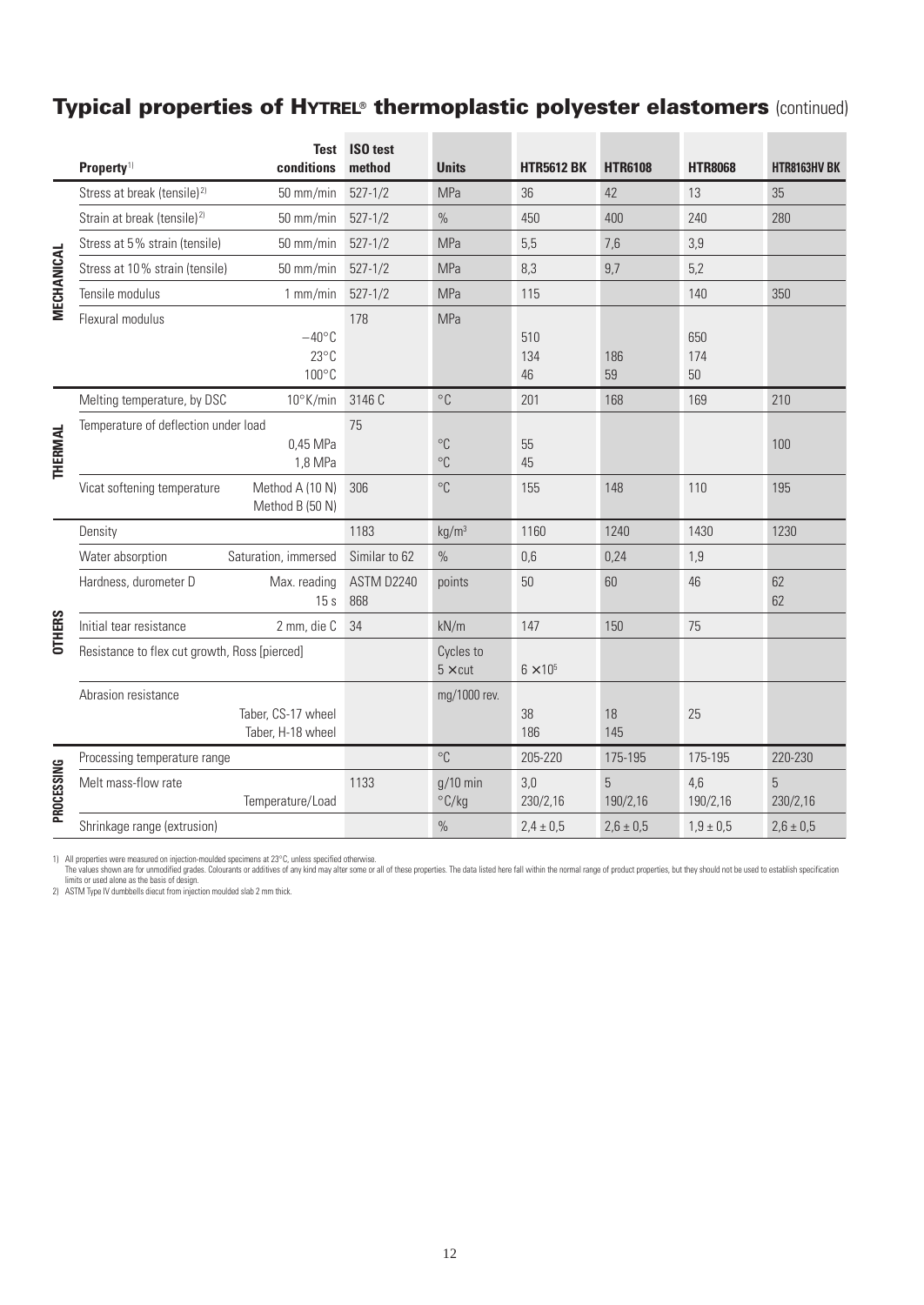## Typical properties of HYTREL® thermoplastic polyester elastomers (continued)

| | Property[1] | Test conditions | ISO test method | Units | HTR5612 BK | HTR6108 | HTR8068 | HTR8163HV BK |
|---|---|---|---|---|---|---|---|---|
| MECHANICAL | Stress at break (tensile)[2] | 50 mm/min | 527-1/2 | MPa | 36 | 42 | 13 | 35 |
| | Strain at break (tensile)[2] | 50 mm/min | 527-1/2 | % | 450 | 400 | 240 | 280 |
| | Stress at 5% strain (tensile) | 50 mm/min | 527-1/2 | MPa | 5,5 | 7,6 | 3,9 | |
| | Stress at 10% strain (tensile) | 50 mm/min | 527-1/2 | MPa | 8,3 | 9,7 | 5,2 | |
| | Tensile modulus | 1 mm/min | 527-1/2 | MPa | 115 | | 140 | 350 |
| | Flexural modulus | | 178 | MPa | | | | |
| | | −40°C | | | 510 | | 650 | |
| | | 23°C | | | 134 | 186 | 174 | |
| | | 100°C | | | 46 | 59 | 50 | |
| THERMAL | Melting temperature, by DSC | 10°K/min | 3146 C | °C | 201 | 168 | 169 | 210 |
| | Temperature of deflection under load | | 75 | | | | | |
| | | 0,45 MPa | | °C | 55 | | | 100 |
| | | 1,8 MPa | | °C | 45 | | | |
| | Vicat softening temperature | Method A (10 N) Method B (50 N) | 306 | °C | 155 | 148 | 110 | 195 |
| OTHERS | Density | | 1183 | kg/m³ | 1160 | 1240 | 1430 | 1230 |
| | Water absorption | Saturation, immersed | Similar to 62 | % | 0,6 | 0,24 | 1,9 | |
| | Hardness, durometer D | Max. reading | ASTM D2240 | points | 50 | 60 | 46 | 62 |
| | | 15 s | 868 | | | | | 62 |
| | Initial tear resistance | 2 mm, die C | 34 | kN/m | 147 | 150 | 75 | |
| | Resistance to flex cut growth, Ross [pierced] | | | Cycles to 5 × cut | $6 \times 10^5$ | | | |
| | Abrasion resistance | | | mg/1000 rev. | | | | |
| | | Taber, CS-17 wheel | | | 38 | 18 | 25 | |
| | | Taber, H-18 wheel | | | 186 | 145 | | |
| PROCESSING | Processing temperature range | | | °C | 205-220 | 175-195 | 175-195 | 220-230 |
| | Melt mass-flow rate | | 1133 | g/10 min | 3,0 | 5 | 4,6 | 5 |
| | | Temperature/Load | | °C/kg | 230/2,16 | 190/2,16 | 190/2,16 | 230/2,16 |
| | Shrinkage range (extrusion) | | | % | 2,4 ± 0,5 | 2,6 ± 0,5 | 1,9 ± 0,5 | 2,6 ± 0,5 |

1) All properties were measured on injection-moulded specimens at 23°C, unless specified otherwise.
The values shown are for unmodified grades. Colourants or additives of any kind may alter some or all of these properties. The data listed here fall within the normal range of product properties, but they should not be used to establish specification limits or used alone as the basis of design.
2) ASTM Type IV dumbbells diecut from injection moulded slab 2 mm thick.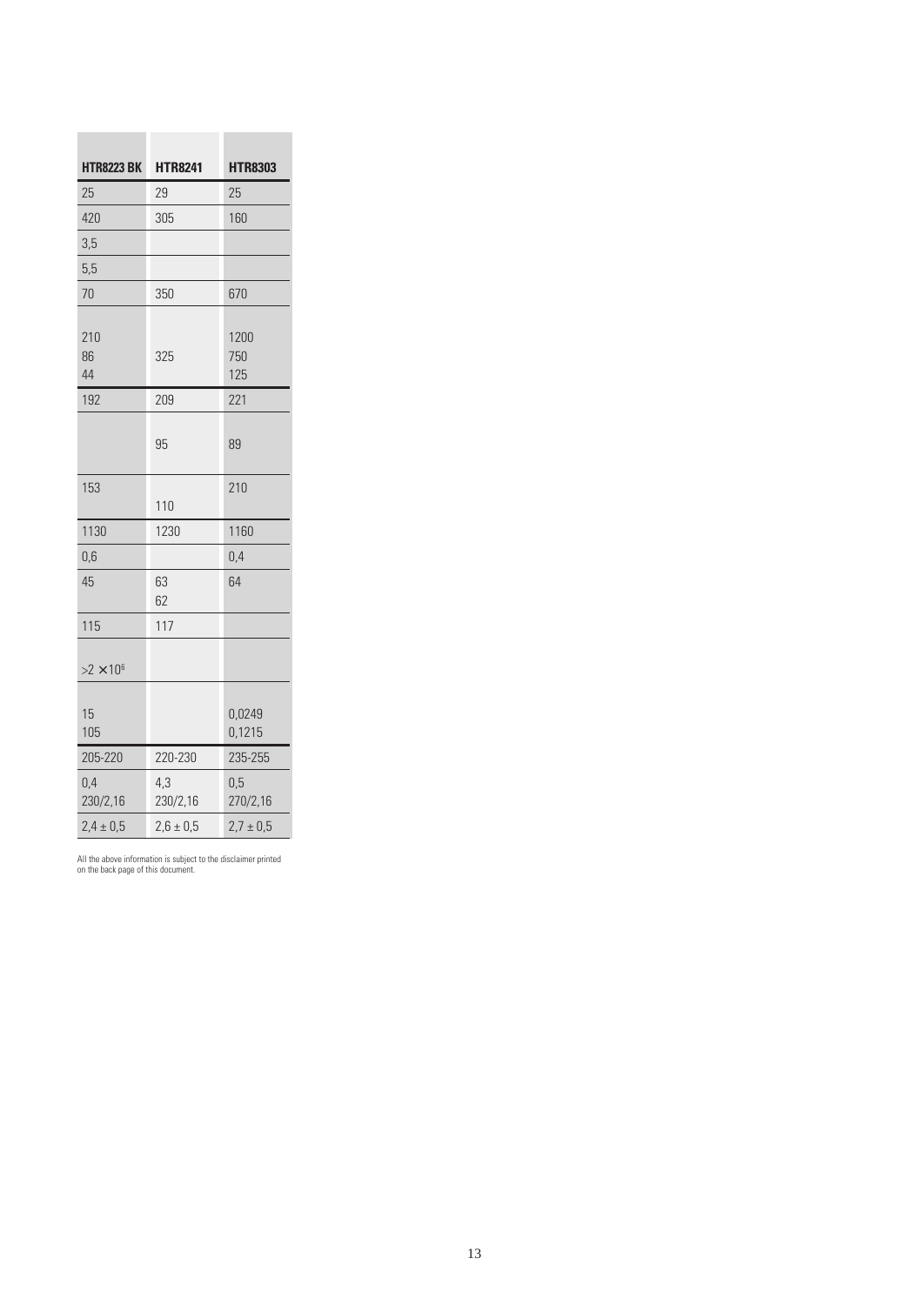| HTR8223 BK | HTR8241 | HTR8303 |
|---|---|---|
| 25 | 29 | 25 |
| 420 | 305 | 160 |
| 3,5 | | |
| 5,5 | | |
| 70 | 350 | 670 |
| 210<br>86<br>44 | 325 | 1200<br>750<br>125 |
| 192 | 209 | 221 |
| | 95 | 89 |
| 153 | 110 | 210 |
| 1130 | 1230 | 1160 |
| 0,6 | | 0,4 |
| 45 | 63<br>62 | 64 |
| 115 | 117 | |
| $>2 \times 10^6$ | | |
| 15<br>105 | | 0,0249<br>0,1215 |
| 205-220 | 220-230 | 235-255 |
| 0,4<br>230/2,16 | 4,3<br>230/2,16 | 0,5<br>270/2,16 |
| 2,4 ± 0,5 | 2,6 ± 0,5 | 2,7 ± 0,5 |

All the above information is subject to the disclaimer printed on the back page of this document.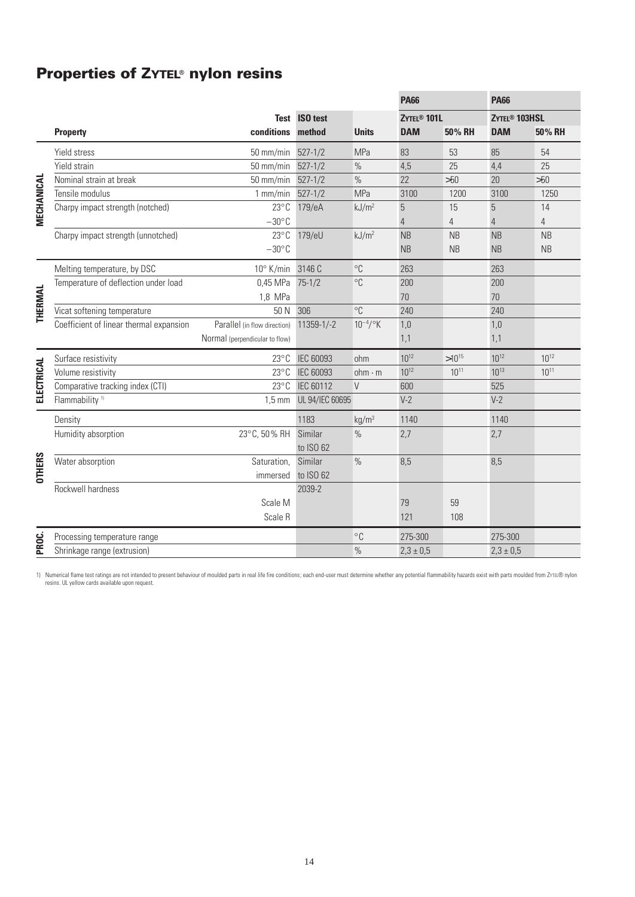## Properties of ZYTEL® nylon resins

| | Property | Test conditions | ISO test method | Units | PA66 ZYTEL® 101L DAM | PA66 ZYTEL® 101L 50% RH | PA66 ZYTEL® 103HSL DAM | PA66 ZYTEL® 103HSL 50% RH |
|---|---|---|---|---|---|---|---|---|
| MECHANICAL | Yield stress | 50 mm/min | 527-1/2 | MPa | 83 | 53 | 85 | 54 |
| | Yield strain | 50 mm/min | 527-1/2 | % | 4,5 | 25 | 4,4 | 25 |
| | Nominal strain at break | 50 mm/min | 527-1/2 | % | 22 | >50 | 20 | >50 |
| | Tensile modulus | 1 mm/min | 527-1/2 | MPa | 3100 | 1200 | 3100 | 1250 |
| | Charpy impact strength (notched) | 23°C | 179/eA | kJ/m² | 5 | 15 | 5 | 14 |
| | | −30°C | | | 4 | 4 | 4 | 4 |
| | Charpy impact strength (unnotched) | 23°C | 179/eU | kJ/m² | NB | NB | NB | NB |
| | | −30°C | | | NB | NB | NB | NB |
| THERMAL | Melting temperature, by DSC | 10° K/min | 3146 C | °C | 263 | | 263 | |
| | Temperature of deflection under load | 0,45 MPa | 75-1/2 | °C | 200 | | 200 | |
| | | 1,8 MPa | | | 70 | | 70 | |
| | Vicat softening temperature | 50 N | 306 | °C | 240 | | 240 | |
| | Coefficient of linear thermal expansion | Parallel (in flow direction) | 11359-1/-2 | $10^{-4}$/°K | 1,0 | | 1,0 | |
| | | Normal (perpendicular to flow) | | | 1,1 | | 1,1 | |
| ELECTRICAL | Surface resistivity | 23°C | IEC 60093 | ohm | $10^{12}$ | $>10^{15}$ | $10^{12}$ | $10^{12}$ |
| | Volume resistivity | 23°C | IEC 60093 | ohm · m | $10^{12}$ | $10^{11}$ | $10^{13}$ | $10^{11}$ |
| | Comparative tracking index (CTI) | 23°C | IEC 60112 | V | 600 | | 525 | |
| | Flammability [1] | 1,5 mm | UL 94/IEC 60695 | | V-2 | | V-2 | |
| OTHERS | Density | | 1183 | kg/m³ | 1140 | | 1140 | |
| | Humidity absorption | 23°C, 50% RH | Similar to ISO 62 | % | 2,7 | | 2,7 | |
| | Water absorption | Saturation, immersed | Similar to ISO 62 | % | 8,5 | | 8,5 | |
| | Rockwell hardness | | 2039-2 | | | | | |
| | | Scale M | | | 79 | 59 | | |
| | | Scale R | | | 121 | 108 | | |
| PROC. | Processing temperature range | | | °C | 275-300 | | 275-300 | |
| | Shrinkage range (extrusion) | | | % | 2,3 ± 0,5 | | 2,3 ± 0,5 | |

1) Numerical flame test ratings are not intended to present behaviour of moulded parts in real life fire conditions; each end-user must determine whether any potential flammability hazards exist with parts moulded from ZYTEL® nylon resins. UL yellow cards available upon request.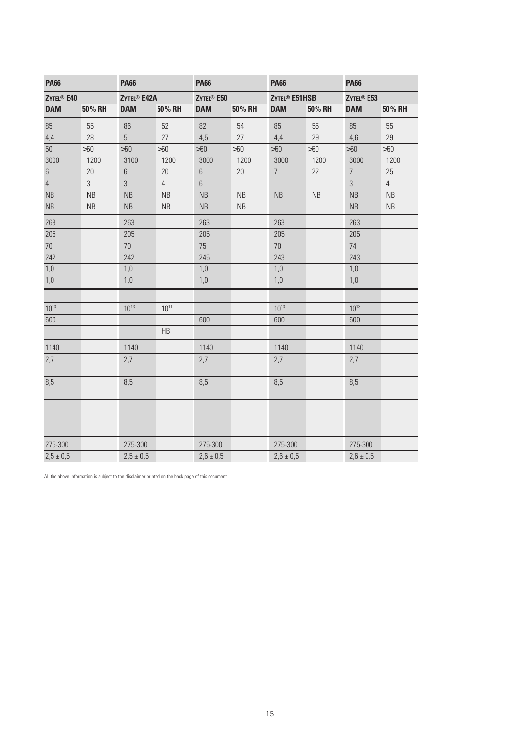| PA66 | | PA66 | | PA66 | | PA66 | | PA66 | |
|---|---|---|---|---|---|---|---|---|---|
| ZYTEL® E40 | | ZYTEL® E42A | | ZYTEL® E50 | | ZYTEL® E51HSB | | ZYTEL® E53 | |
| DAM | 50% RH | DAM | 50% RH | DAM | 50% RH | DAM | 50% RH | DAM | 50% RH |
| 85 | 55 | 86 | 52 | 82 | 54 | 85 | 55 | 85 | 55 |
| 4,4 | 28 | 5 | 27 | 4,5 | 27 | 4,4 | 29 | 4,6 | 29 |
| 50 | >50 | >50 | >50 | >50 | >50 | >50 | >50 | >50 | >50 |
| 3000 | 1200 | 3100 | 1200 | 3000 | 1200 | 3000 | 1200 | 3000 | 1200 |
| 6 | 20 | 6 | 20 | 6 | 20 | 7 | 22 | 7 | 25 |
| 4 | 3 | 3 | 4 | 6 | | | | 3 | 4 |
| NB | NB | NB | NB | NB | NB | NB | NB | NB | NB |
| NB | NB | NB | NB | NB | NB | | | NB | NB |
| 263 | | 263 | | 263 | | 263 | | 263 | |
| 205 | | 205 | | 205 | | 205 | | 205 | |
| 70 | | 70 | | 75 | | 70 | | 74 | |
| 242 | | 242 | | 245 | | 243 | | 243 | |
| 1,0 | | 1,0 | | 1,0 | | 1,0 | | 1,0 | |
| 1,0 | | 1,0 | | 1,0 | | 1,0 | | 1,0 | |
| | | | | | | | | | |
| $10^{13}$ | | $10^{13}$ | $10^{11}$ | | | $10^{13}$ | | $10^{13}$ | |
| 600 | | | | 600 | | 600 | | 600 | |
| | | | HB | | | | | | |
| 1140 | | 1140 | | 1140 | | 1140 | | 1140 | |
| 2,7 | | 2,7 | | 2,7 | | 2,7 | | 2,7 | |
| 8,5 | | 8,5 | | 8,5 | | 8,5 | | 8,5 | |
| | | | | | | | | | |
| 275-300 | | 275-300 | | 275-300 | | 275-300 | | 275-300 | |
| 2,5 ± 0,5 | | 2,5 ± 0,5 | | 2,6 ± 0,5 | | 2,6 ± 0,5 | | 2,6 ± 0,5 | |

All the above information is subject to the disclaimer printed on the back page of this document.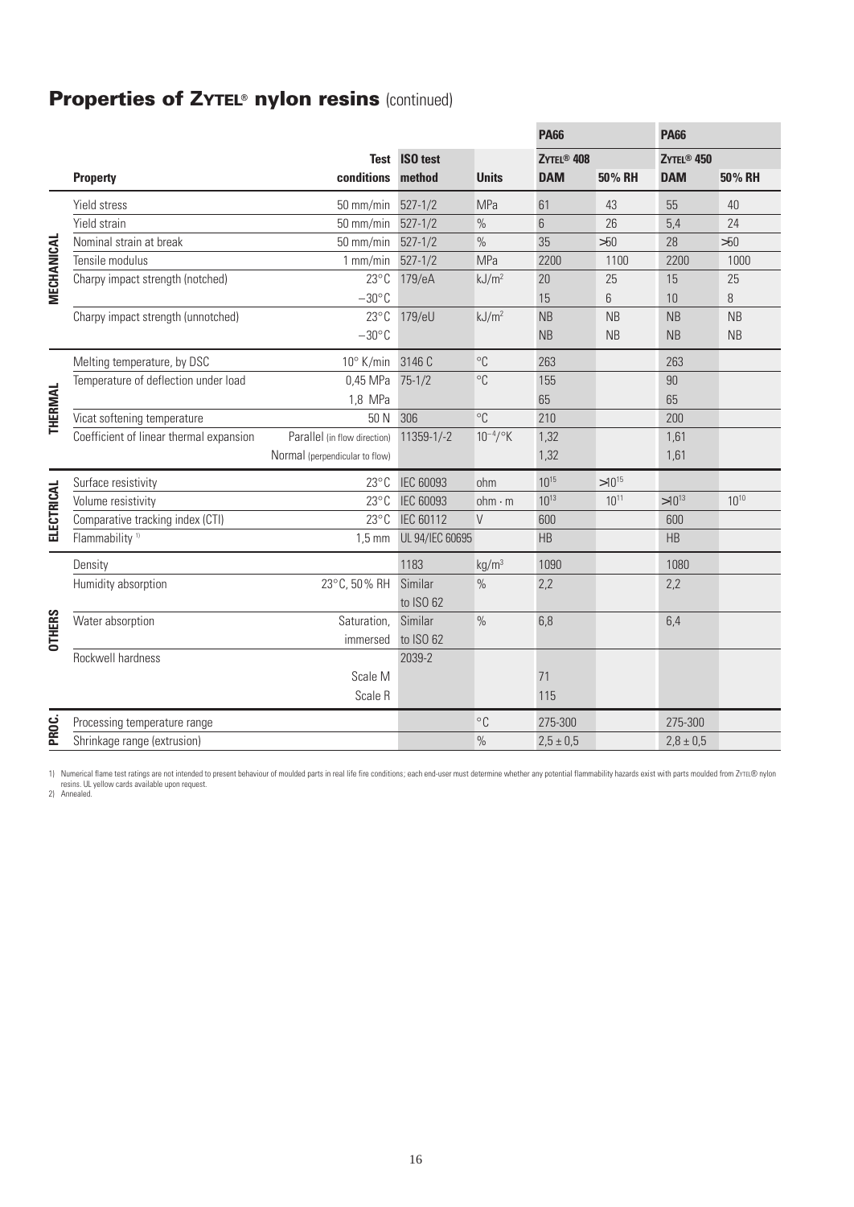## Properties of ZYTEL® nylon resins (continued)

| | Property | Test conditions | ISO test method | Units | PA66 ZYTEL® 408 DAM | PA66 ZYTEL® 408 50% RH | PA66 ZYTEL® 450 DAM | PA66 ZYTEL® 450 50% RH |
|---|---|---|---|---|---|---|---|---|
| MECHANICAL | Yield stress | 50 mm/min | 527-1/2 | MPa | 61 | 43 | 55 | 40 |
| | Yield strain | 50 mm/min | 527-1/2 | % | 6 | 26 | 5,4 | 24 |
| | Nominal strain at break | 50 mm/min | 527-1/2 | % | 35 | >50 | 28 | >50 |
| | Tensile modulus | 1 mm/min | 527-1/2 | MPa | 2200 | 1100 | 2200 | 1000 |
| | Charpy impact strength (notched) | 23°C | 179/eA | kJ/m² | 20 | 25 | 15 | 25 |
| | | −30°C | | | 15 | 6 | 10 | 8 |
| | Charpy impact strength (unnotched) | 23°C | 179/eU | kJ/m² | NB | NB | NB | NB |
| | | −30°C | | | NB | NB | NB | NB |
| THERMAL | Melting temperature, by DSC | 10° K/min | 3146 C | °C | 263 | | 263 | |
| | Temperature of deflection under load | 0,45 MPa | 75-1/2 | °C | 155 | | 90 | |
| | | 1,8 MPa | | | 65 | | 65 | |
| | Vicat softening temperature | 50 N | 306 | °C | 210 | | 200 | |
| | Coefficient of linear thermal expansion | Parallel (in flow direction) | 11359-1/-2 | $10^{-4}$/°K | 1,32 | | 1,61 | |
| | | Normal (perpendicular to flow) | | | 1,32 | | 1,61 | |
| ELECTRICAL | Surface resistivity | 23°C | IEC 60093 | ohm | $10^{15}$ | $>10^{15}$ | | |
| | Volume resistivity | 23°C | IEC 60093 | ohm · m | $10^{13}$ | $10^{11}$ | $>10^{13}$ | $10^{10}$ |
| | Comparative tracking index (CTI) | 23°C | IEC 60112 | V | 600 | | 600 | |
| | Flammability [1] | 1,5 mm | UL 94/IEC 60695 | | HB | | HB | |
| OTHERS | Density | | 1183 | kg/m³ | 1090 | | 1080 | |
| | Humidity absorption | 23°C, 50% RH | Similar to ISO 62 | % | 2,2 | | 2,2 | |
| | Water absorption | Saturation, immersed | Similar to ISO 62 | % | 6,8 | | 6,4 | |
| | Rockwell hardness | | 2039-2 | | | | | |
| | | Scale M | | | 71 | | | |
| | | Scale R | | | 115 | | | |
| PROC. | Processing temperature range | | | °C | 275-300 | | 275-300 | |
| | Shrinkage range (extrusion) | | | % | 2,5 ± 0,5 | | 2,8 ± 0,5 | |

1) Numerical flame test ratings are not intended to present behaviour of moulded parts in real life fire conditions; each end-user must determine whether any potential flammability hazards exist with parts moulded from ZYTEL® nylon resins. UL yellow cards available upon request.
2) Annealed.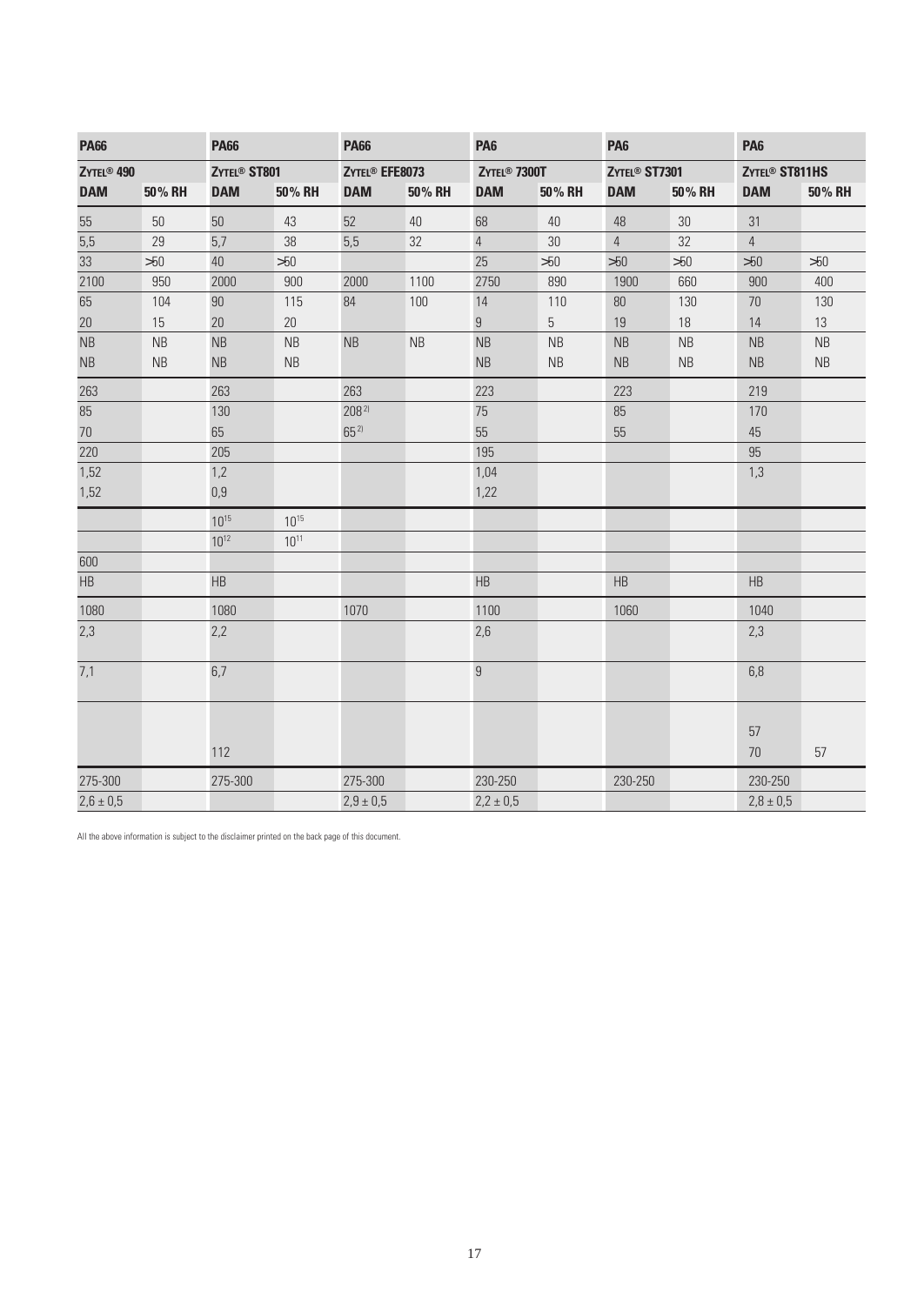| PA66 | | PA66 | | PA66 | | PA6 | | PA6 | | PA6 | |
|---|---|---|---|---|---|---|---|---|---|---|---|
| ZYTEL® 490 | | ZYTEL® ST801 | | ZYTEL® EFE8073 | | ZYTEL® 7300T | | ZYTEL® ST7301 | | ZYTEL® ST811HS | |
| **DAM** | **50% RH** | **DAM** | **50% RH** | **DAM** | **50% RH** | **DAM** | **50% RH** | **DAM** | **50% RH** | **DAM** | **50% RH** |
| 55 | 50 | 50 | 43 | 52 | 40 | 68 | 40 | 48 | 30 | 31 | |
| 5,5 | 29 | 5,7 | 38 | 5,5 | 32 | 4 | 30 | 4 | 32 | 4 | |
| 33 | >50 | 40 | >50 | | | 25 | >50 | >50 | >50 | >50 | >50 |
| 2100 | 950 | 2000 | 900 | 2000 | 1100 | 2750 | 890 | 1900 | 660 | 900 | 400 |
| 65 | 104 | 90 | 115 | 84 | 100 | 14 | 110 | 80 | 130 | 70 | 130 |
| 20 | 15 | 20 | 20 | | | 9 | 5 | 19 | 18 | 14 | 13 |
| NB | NB | NB | NB | NB | NB | NB | NB | NB | NB | NB | NB |
| NB | NB | NB | NB | | | NB | NB | NB | NB | NB | NB |
| 263 | | 263 | | 263 | | 223 | | 223 | | 219 | |
| 85 | | 130 | | 208[2)] | | 75 | | 85 | | 170 | |
| 70 | | 65 | | 65[2)] | | 55 | | 55 | | 45 | |
| 220 | | 205 | | | | 195 | | | | 95 | |
| 1,52 | | 1,2 | | | | 1,04 | | | | 1,3 | |
| 1,52 | | 0,9 | | | | 1,22 | | | | | |
| | | $10^{15}$ | $10^{15}$ | | | | | | | | |
| | | $10^{12}$ | $10^{11}$ | | | | | | | | |
| 600 | | | | | | | | | | | |
| HB | | HB | | | | HB | | HB | | HB | |
| 1080 | | 1080 | | 1070 | | 1100 | | 1060 | | 1040 | |
| 2,3 | | 2,2 | | | | 2,6 | | | | 2,3 | |
| 7,1 | | 6,7 | | | | 9 | | | | 6,8 | |
| | | | | | | | | | | 57 | |
| | | 112 | | | | | | | | 70 | 57 |
| 275-300 | | 275-300 | | 275-300 | | 230-250 | | 230-250 | | 230-250 | |
| 2,6 ± 0,5 | | | | 2,9 ± 0,5 | | 2,2 ± 0,5 | | | | 2,8 ± 0,5 | |

All the above information is subject to the disclaimer printed on the back page of this document.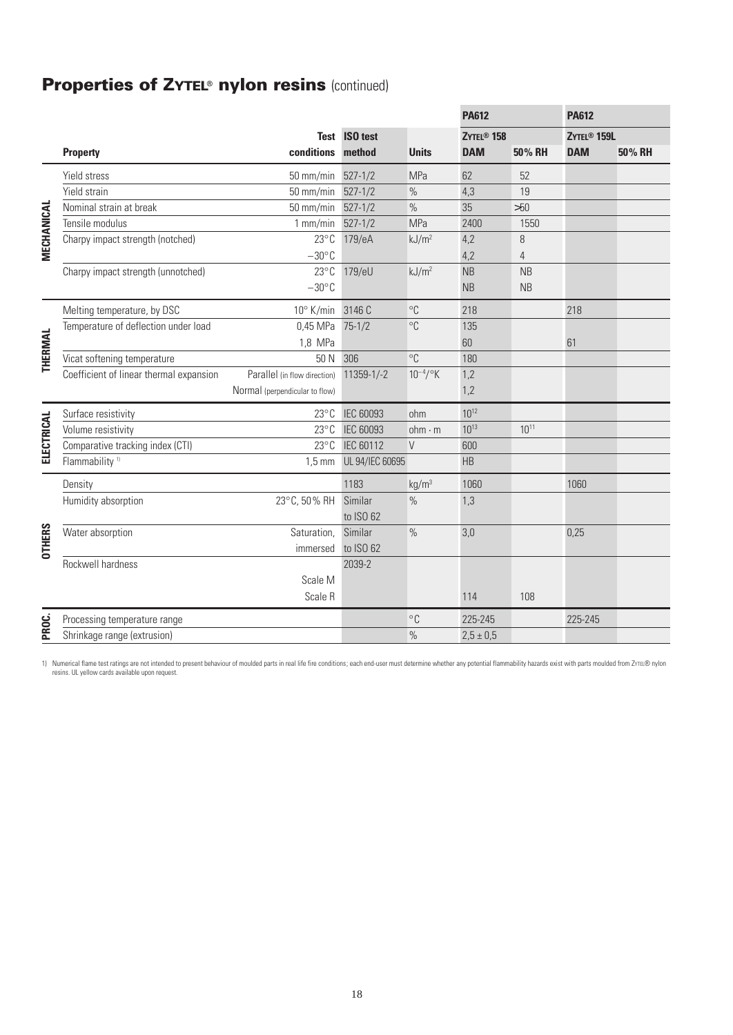## Properties of ZYTEL® nylon resins (continued)

| | Property | Test conditions | ISO test method | Units | PA612 ZYTEL® 158 DAM | PA612 ZYTEL® 158 50% RH | PA612 ZYTEL® 159L DAM | PA612 ZYTEL® 159L 50% RH |
|---|---|---|---|---|---|---|---|---|
| MECHANICAL | Yield stress | 50 mm/min | 527-1/2 | MPa | 62 | 52 | | |
| | Yield strain | 50 mm/min | 527-1/2 | % | 4,3 | 19 | | |
| | Nominal strain at break | 50 mm/min | 527-1/2 | % | 35 | >50 | | |
| | Tensile modulus | 1 mm/min | 527-1/2 | MPa | 2400 | 1550 | | |
| | Charpy impact strength (notched) | 23°C | 179/eA | kJ/m² | 4,2 | 8 | | |
| | | −30°C | | | 4,2 | 4 | | |
| | Charpy impact strength (unnotched) | 23°C | 179/eU | kJ/m² | NB | NB | | |
| | | −30°C | | | NB | NB | | |
| THERMAL | Melting temperature, by DSC | 10° K/min | 3146 C | °C | 218 | | 218 | |
| | Temperature of deflection under load | 0,45 MPa | 75-1/2 | °C | 135 | | | |
| | | 1,8 MPa | | | 60 | | 61 | |
| | Vicat softening temperature | 50 N | 306 | °C | 180 | | | |
| | Coefficient of linear thermal expansion | Parallel (in flow direction) | 11359-1/-2 | $10^{-4}$/°K | 1,2 | | | |
| | | Normal (perpendicular to flow) | | | 1,2 | | | |
| ELECTRICAL | Surface resistivity | 23°C | IEC 60093 | ohm | $10^{12}$ | | | |
| | Volume resistivity | 23°C | IEC 60093 | ohm · m | $10^{13}$ | $10^{11}$ | | |
| | Comparative tracking index (CTI) | 23°C | IEC 60112 | V | 600 | | | |
| | Flammability [1] | 1,5 mm | UL 94/IEC 60695 | | HB | | | |
| OTHERS | Density | | 1183 | kg/m³ | 1060 | | 1060 | |
| | Humidity absorption | 23°C, 50% RH | Similar to ISO 62 | % | 1,3 | | | |
| | Water absorption | Saturation, immersed | Similar to ISO 62 | % | 3,0 | | 0,25 | |
| | Rockwell hardness | | 2039-2 | | | | | |
| | | Scale M | | | | | | |
| | | Scale R | | | 114 | 108 | | |
| PROC. | Processing temperature range | | | °C | 225-245 | | 225-245 | |
| | Shrinkage range (extrusion) | | | % | 2,5 ± 0,5 | | | |

1) Numerical flame test ratings are not intended to present behaviour of moulded parts in real life fire conditions; each end-user must determine whether any potential flammability hazards exist with parts moulded from ZYTEL® nylon resins. UL yellow cards available upon request.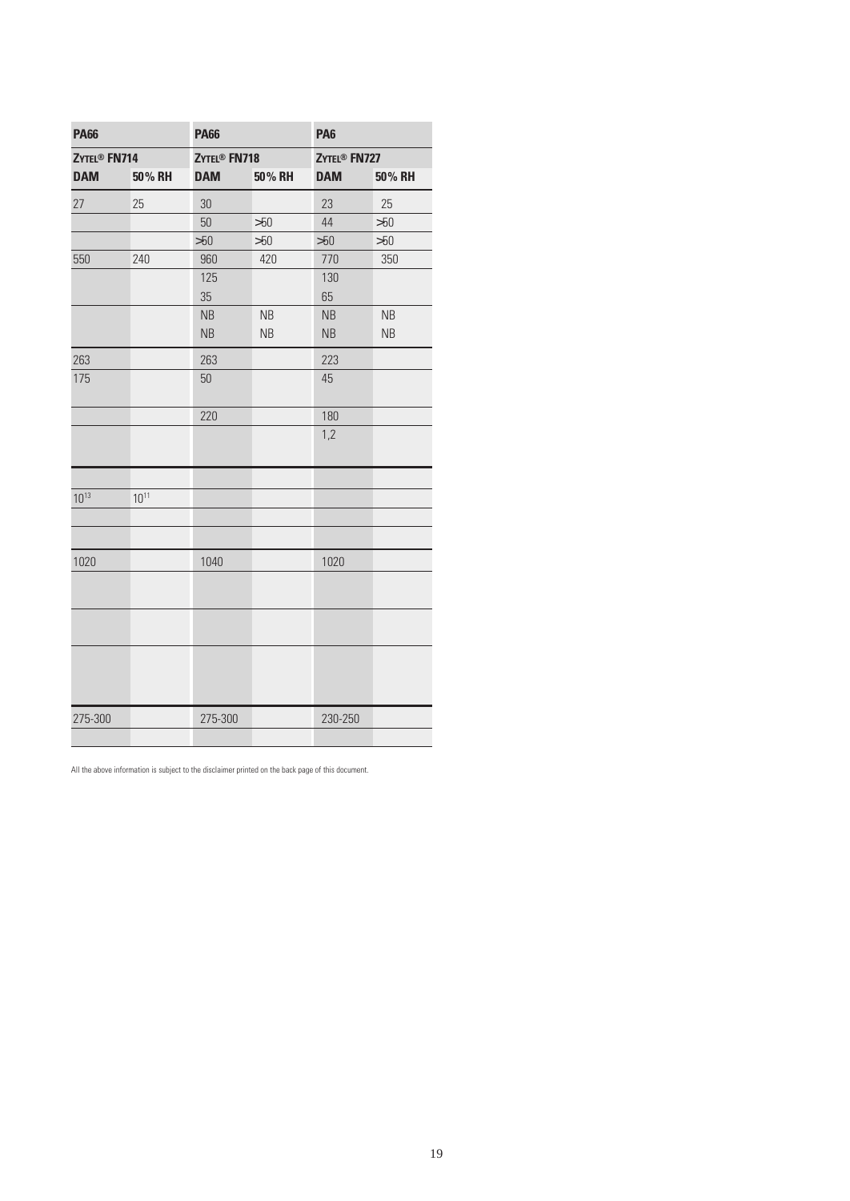| PA66 | | PA66 | | PA6 | |
|---|---|---|---|---|---|
| ZYTEL® FN714 | | ZYTEL® FN718 | | ZYTEL® FN727 | |
| DAM | 50% RH | DAM | 50% RH | DAM | 50% RH |
| 27 | 25 | 30 | | 23 | 25 |
| | | 50 | >50 | 44 | >50 |
| | | >50 | >50 | >50 | >50 |
| 550 | 240 | 960 | 420 | 770 | 350 |
| | | 125<br>35 | | 130<br>65 | |
| | | NB<br>NB | NB<br>NB | NB<br>NB | NB<br>NB |
| 263 | | 263 | | 223 | |
| 175 | | 50 | | 45 | |
| | | 220 | | 180 | |
| | | | | 1,2 | |
| | | | | | |
| $10^{13}$ | $10^{11}$ | | | | |
| | | | | | |
| | | | | | |
| 1020 | | 1040 | | 1020 | |
| | | | | | |
| | | | | | |
| | | | | | |
| 275-300 | | 275-300 | | 230-250 | |
| | | | | | |

All the above information is subject to the disclaimer printed on the back page of this document.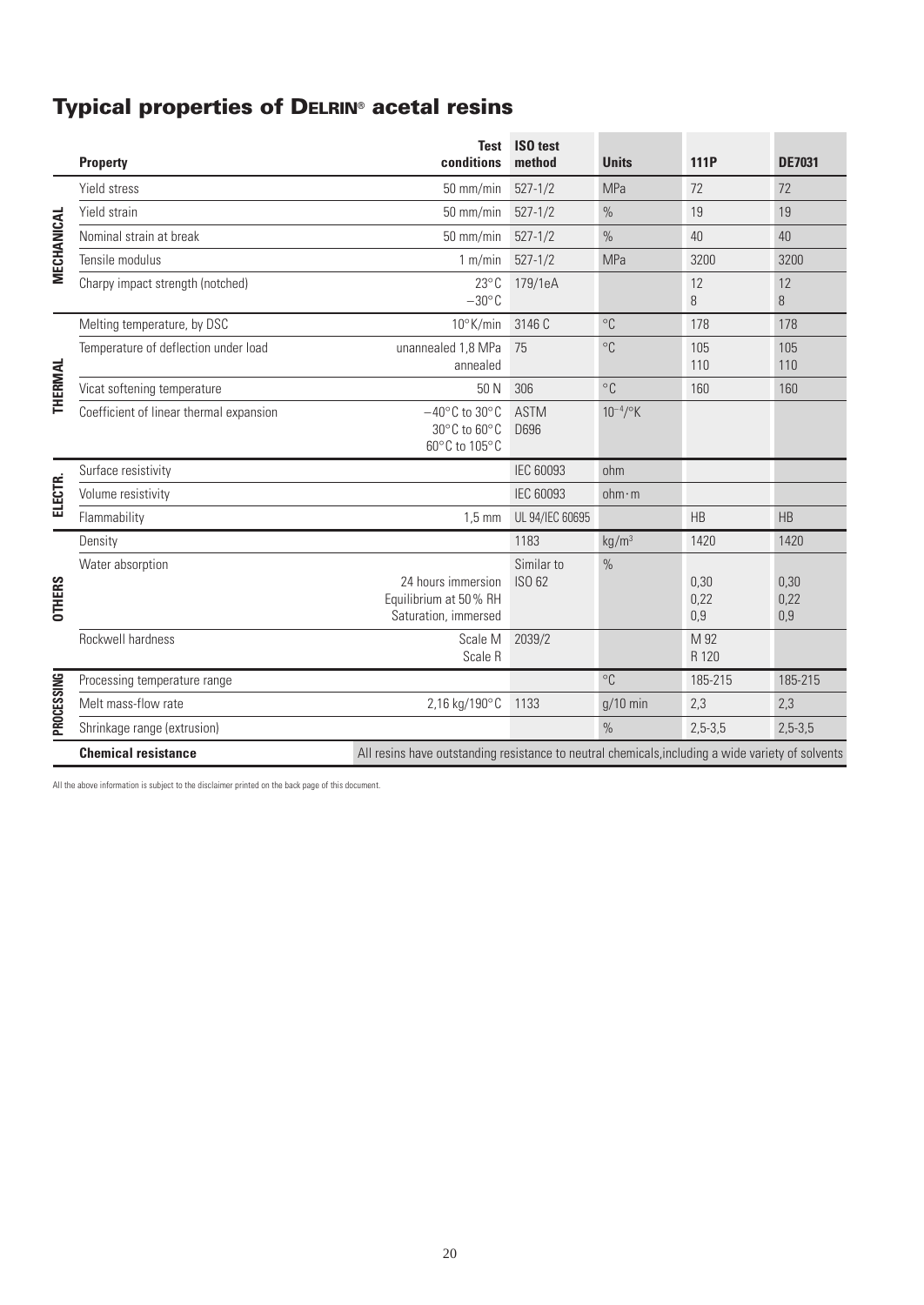## Typical properties of DELRIN® acetal resins

| | Property | Test conditions | ISO test method | Units | 111P | DE7031 |
|---|---|---|---|---|---|---|
| MECHANICAL | Yield stress | 50 mm/min | 527-1/2 | MPa | 72 | 72 |
| | Yield strain | 50 mm/min | 527-1/2 | % | 19 | 19 |
| | Nominal strain at break | 50 mm/min | 527-1/2 | % | 40 | 40 |
| | Tensile modulus | 1 m/min | 527-1/2 | MPa | 3200 | 3200 |
| | Charpy impact strength (notched) | 23°C<br>−30°C | 179/1eA | | 12<br>8 | 12<br>8 |
| THERMAL | Melting temperature, by DSC | 10°K/min | 3146 C | °C | 178 | 178 |
| | Temperature of deflection under load | unannealed 1,8 MPa<br>annealed | 75 | °C | 105<br>110 | 105<br>110 |
| | Vicat softening temperature | 50 N | 306 | °C | 160 | 160 |
| | Coefficient of linear thermal expansion | −40°C to 30°C<br>30°C to 60°C<br>60°C to 105°C | ASTM D696 | $10^{-4}$/°K | | |
| ELECTR. | Surface resistivity | | IEC 60093 | ohm | | |
| | Volume resistivity | | IEC 60093 | ohm·m | | |
| | Flammability | 1,5 mm | UL 94/IEC 60695 | | HB | HB |
| OTHERS | Density | | 1183 | kg/m³ | 1420 | 1420 |
| | Water absorption | 24 hours immersion<br>Equilibrium at 50% RH<br>Saturation, immersed | Similar to ISO 62 | % | 0,30<br>0,22<br>0,9 | 0,30<br>0,22<br>0,9 |
| | Rockwell hardness | Scale M<br>Scale R | 2039/2 | | M 92<br>R 120 | |
| PROCESSING | Processing temperature range | | | °C | 185-215 | 185-215 |
| | Melt mass-flow rate | 2,16 kg/190°C | 1133 | g/10 min | 2,3 | 2,3 |
| | Shrinkage range (extrusion) | | | % | 2,5-3,5 | 2,5-3,5 |
| | **Chemical resistance** | All resins have outstanding resistance to neutral chemicals, including a wide variety of solvents | | | | |

All the above information is subject to the disclaimer printed on the back page of this document.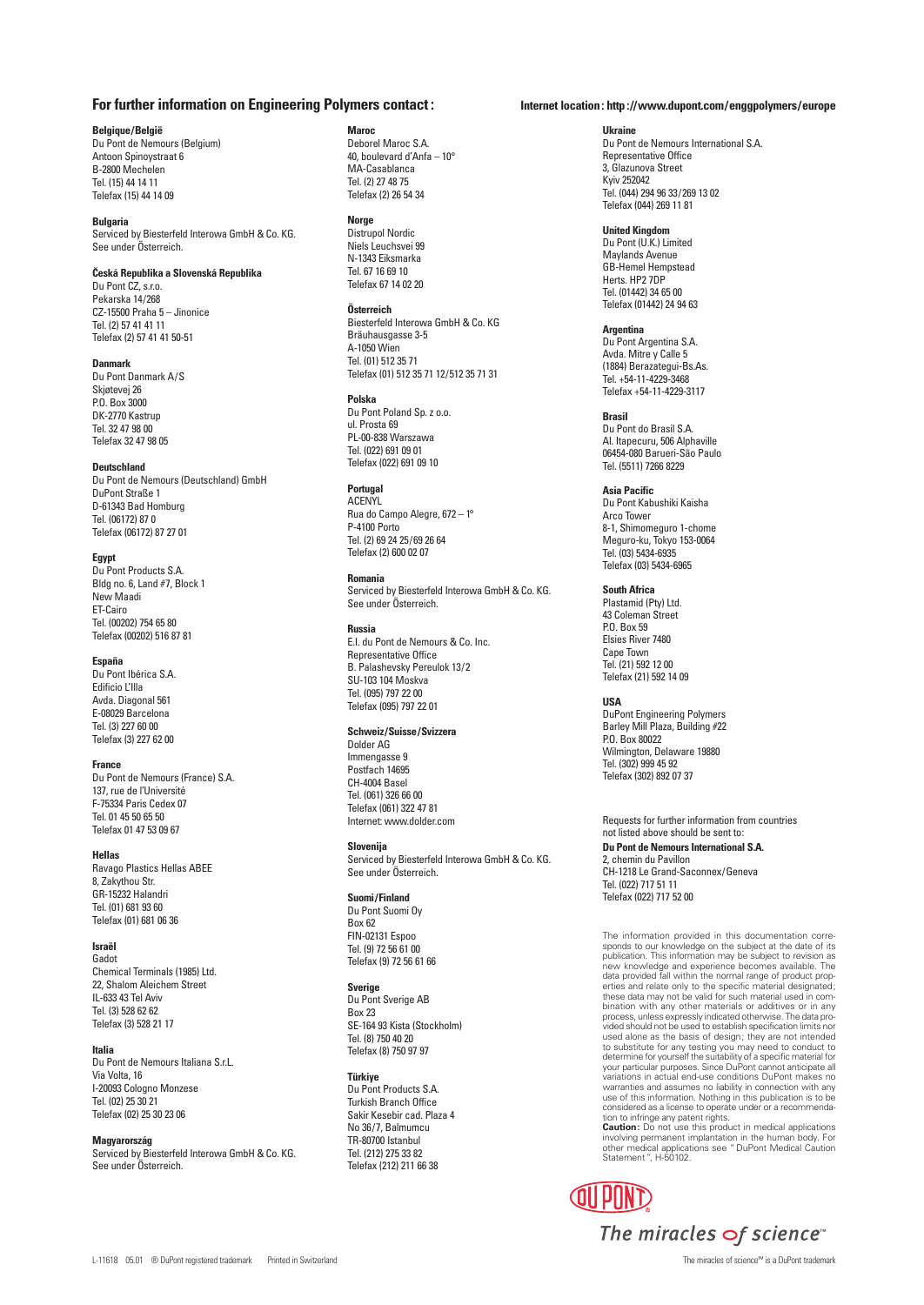## For further information on Engineering Polymers contact:

**Internet location: http://www.dupont.com/enggpolymers/europe**

**Belgique/België**
Du Pont de Nemours (Belgium)
Antoon Spinoystraat 6
B-2800 Mechelen
Tel. (15) 44 14 11
Telefax (15) 44 14 09

**Bulgaria**
Serviced by Biesterfeld Interowa GmbH & Co. KG.
See under Österreich.

**Česká Republika a Slovenská Republika**
Du Pont CZ, s.r.o.
Pekarska 14/268
CZ-15500 Praha 5 – Jinonice
Tel. (2) 57 41 41 11
Telefax (2) 57 41 41 50-51

**Danmark**
Du Pont Danmark A/S
Skjøtevej 26
P.O. Box 3000
DK-2770 Kastrup
Tel. 32 47 98 00
Telefax 32 47 98 05

**Deutschland**
Du Pont de Nemours (Deutschland) GmbH
DuPont Straße 1
D-61343 Bad Homburg
Tel. (06172) 87 0
Telefax (06172) 87 27 01

**Egypt**
Du Pont Products S.A.
Bldg no. 6, Land #7, Block 1
New Maadi
ET-Cairo
Tel. (00202) 754 65 80
Telefax (00202) 516 87 81

**España**
Du Pont Ibérica S.A.
Edificio L'Illa
Avda. Diagonal 561
E-08029 Barcelona
Tel. (3) 227 60 00
Telefax (3) 227 62 00

**France**
Du Pont de Nemours (France) S.A.
137, rue de l'Université
F-75334 Paris Cedex 07
Tel. 01 45 50 65 50
Telefax 01 47 53 09 67

**Hellas**
Ravago Plastics Hellas ABEE
8, Zakythou Str.
GR-15232 Halandri
Tel. (01) 681 93 60
Telefax (01) 681 06 36

**Israël**
Gadot
Chemical Terminals (1985) Ltd.
22, Shalom Aleichem Street
IL-633 43 Tel Aviv
Tel. (3) 528 62 62
Telefax (3) 528 21 17

**Italia**
Du Pont de Nemours Italiana S.r.L.
Via Volta, 16
I-20093 Cologno Monzese
Tel. (02) 25 30 21
Telefax (02) 25 30 23 06

**Magyarország**
Serviced by Biesterfeld Interowa GmbH & Co. KG.
See under Österreich.

**Maroc**
Deborel Maroc S.A.
40, boulevard d'Anfa – 10°
MA-Casablanca
Tel. (2) 27 48 75
Telefax (2) 26 54 34

**Norge**
Distrupol Nordic
Niels Leuchsvei 99
N-1343 Eiksmarka
Tel. 67 16 69 10
Telefax 67 14 02 20

**Österreich**
Biesterfeld Interowa GmbH & Co. KG
Bräuhausgasse 3-5
A-1050 Wien
Tel. (01) 512 35 71
Telefax (01) 512 35 71 12/512 35 71 31

**Polska**
Du Pont Poland Sp. z o.o.
ul. Prosta 69
PL-00-838 Warszawa
Tel. (022) 691 09 01
Telefax (022) 691 09 10

**Portugal**
ACENYL
Rua do Campo Alegre, 672 – 1°
P-4100 Porto
Tel. (2) 69 24 25/69 26 64
Telefax (2) 600 02 07

**Romania**
Serviced by Biesterfeld Interowa GmbH & Co. KG.
See under Österreich.

**Russia**
E.I. du Pont de Nemours & Co. Inc.
Representative Office
B. Palashevsky Pereulok 13/2
SU-103 104 Moskva
Tel. (095) 797 22 00
Telefax (095) 797 22 01

**Schweiz/Suisse/Svizzera**
Dolder AG
Immengasse 9
Postfach 14695
CH-4004 Basel
Tel. (061) 326 66 00
Telefax (061) 322 47 81
Internet: www.dolder.com

**Slovenija**
Serviced by Biesterfeld Interowa GmbH & Co. KG.
See under Österreich.

**Suomi/Finland**
Du Pont Suomi Oy
Box 62
FIN-02131 Espoo
Tel. (9) 72 56 61 00
Telefax (9) 72 56 61 66

**Sverige**
Du Pont Sverige AB
Box 23
SE-164 93 Kista (Stockholm)
Tel. (8) 750 40 20
Telefax (8) 750 97 97

**Türkiye**
Du Pont Products S.A.
Turkish Branch Office
Sakir Kesebir cad. Plaza 4
No 36/7, Balmumcu
TR-80700 Istanbul
Tel. (212) 275 33 82
Telefax (212) 211 66 38

**Ukraine**
Du Pont de Nemours International S.A.
Representative Office
3, Glazunova Street
Kyiv 252042
Tel. (044) 294 96 33/269 13 02
Telefax (044) 269 11 81

**United Kingdom**
Du Pont (U.K.) Limited
Maylands Avenue
GB-Hemel Hempstead
Herts. HP2 7DP
Tel. (01442) 34 65 00
Telefax (01442) 24 94 63

**Argentina**
Du Pont Argentina S.A.
Avda. Mitre y Calle 5
(1884) Berazategui-Bs.As.
Tel. +54-11-4229-3468
Telefax +54-11-4229-3117

**Brasil**
Du Pont do Brasil S.A.
Al. Itapecuru, 506 Alphaville
06454-080 Barueri-São Paulo
Tel. (5511) 7266 8229

**Asia Pacific**
Du Pont Kabushiki Kaisha
Arco Tower
8-1, Shimomeguro 1-chome
Meguro-ku, Tokyo 153-0064
Tel. (03) 5434-6935
Telefax (03) 5434-6965

**South Africa**
Plastamid (Pty) Ltd.
43 Coleman Street
P.O. Box 59
Elsies River 7480
Cape Town
Tel. (21) 592 12 00
Telefax (21) 592 14 09

**USA**
DuPont Engineering Polymers
Barley Mill Plaza, Building #22
P.O. Box 80022
Wilmington, Delaware 19880
Tel. (302) 999 45 92
Telefax (302) 892 07 37

Requests for further information from countries not listed above should be sent to:

**Du Pont de Nemours International S.A.**
2, chemin du Pavillon
CH-1218 Le Grand-Saconnex/Geneva
Tel. (022) 717 51 11
Telefax (022) 717 52 00

The information provided in this documentation corresponds to our knowledge on the subject at the date of its publication. This information may be subject to revision as new knowledge and experience becomes available. The data provided fall within the normal range of product properties and relate only to the specific material designated; these data may not be valid for such material used in combination with any other materials or additives or in any process, unless expressly indicated otherwise. The data provided should not be used to establish specification limits nor used alone as the basis of design; they are not intended to substitute for any testing you may need to conduct to determine for yourself the suitability of a specific material for your particular purposes. Since DuPont cannot anticipate all variations in actual end-use conditions DuPont makes no warranties and assumes no liability in connection with any use of this information. Nothing in this publication is to be considered as a license to operate under or a recommendation to infringe any patent rights.

**Caution:** Do not use this product in medical applications involving permanent implantation in the human body. For other medical applications see "DuPont Medical Caution Statement", H-50102.

DUPONT
The miracles of science™

L-11618 05.01 ® DuPont registered trademark Printed in Switzerland

The miracles of science™ is a DuPont trademark